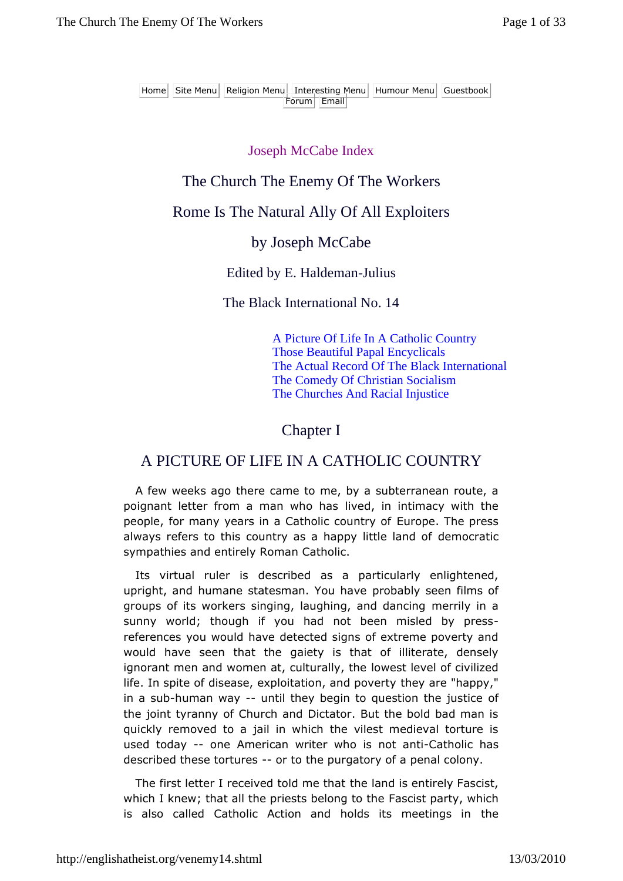Home | Site Menu | Religion Menu | Interesting Menu | Humour Menu | Guestbook | Forum | Email

Joseph McCabe Index

# The Church The Enemy Of The Workers

## Rome Is The Natural Ally Of All Exploiters

### by Joseph McCabe

Edited by E. Haldeman-Julius

The Black International No. 14

- A Picture Of Life In A Catholic Country
- Those Beautiful Papal Encyclicals
- The Actual Record Of The Black International
- The Comedy Of Christian Socialism
- The Churches And Racial Injustice

## Chapter I

## A PICTURE OF LIFE IN A CATHOLIC COUNTRY

A few weeks ago there came to me, by a subterranean route, a poignant letter from a man who has lived, in intimacy with the people, for many years in a Catholic country of Europe. The press always refers to this country as a happy little land of democratic sympathies and entirely Roman Catholic.

Its virtual ruler is described as a particularly enlightened, upright, and humane statesman. You have probably seen films of groups of its workers singing, laughing, and dancing merrily in a sunny world; though if you had not been misled by press-references you would have detected signs of extreme poverty and would have seen that the gaiety is that of illiterate, densely ignorant men and women at, culturally, the lowest level of civilized life. In spite of disease, exploitation, and poverty they are "happy," in a sub-human way -- until they begin to question the justice of the joint tyranny of Church and Dictator. But the bold bad man is quickly removed to a jail in which the vilest medieval torture is used today -- one American writer who is not anti-Catholic has described these tortures -- or to the purgatory of a penal colony.

The first letter I received told me that the land is entirely Fascist, which I knew; that all the priests belong to the Fascist party, which is also called Catholic Action and holds its meetings in the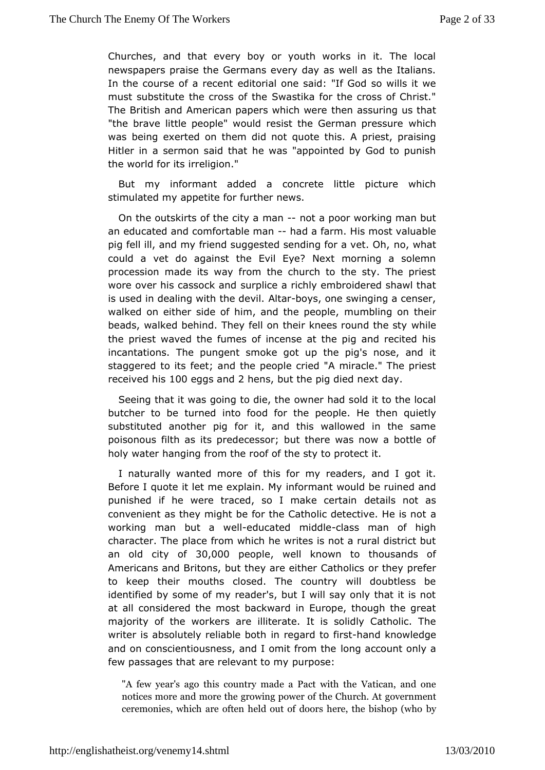Churches, and that every boy or youth works in it. The local newspapers praise the Germans every day as well as the Italians. In the course of a recent editorial one said: "If God so wills it we must substitute the cross of the Swastika for the cross of Christ." The British and American papers which were then assuring us that "the brave little people" would resist the German pressure which was being exerted on them did not quote this. A priest, praising Hitler in a sermon said that he was "appointed by God to punish the world for its irreligion."

But my informant added a concrete little picture which stimulated my appetite for further news.

On the outskirts of the city a man -- not a poor working man but an educated and comfortable man -- had a farm. His most valuable pig fell ill, and my friend suggested sending for a vet. Oh, no, what could a vet do against the Evil Eye? Next morning a solemn procession made its way from the church to the sty. The priest wore over his cassock and surplice a richly embroidered shawl that is used in dealing with the devil. Altar-boys, one swinging a censer, walked on either side of him, and the people, mumbling on their beads, walked behind. They fell on their knees round the sty while the priest waved the fumes of incense at the pig and recited his incantations. The pungent smoke got up the pig's nose, and it staggered to its feet; and the people cried "A miracle." The priest received his 100 eggs and 2 hens, but the pig died next day.

Seeing that it was going to die, the owner had sold it to the local butcher to be turned into food for the people. He then quietly substituted another pig for it, and this wallowed in the same poisonous filth as its predecessor; but there was now a bottle of holy water hanging from the roof of the sty to protect it.

I naturally wanted more of this for my readers, and I got it. Before I quote it let me explain. My informant would be ruined and punished if he were traced, so I make certain details not as convenient as they might be for the Catholic detective. He is not a working man but a well-educated middle-class man of high character. The place from which he writes is not a rural district but an old city of 30,000 people, well known to thousands of Americans and Britons, but they are either Catholics or they prefer to keep their mouths closed. The country will doubtless be identified by some of my reader's, but I will say only that it is not at all considered the most backward in Europe, though the great majority of the workers are illiterate. It is solidly Catholic. The writer is absolutely reliable both in regard to first-hand knowledge and on conscientiousness, and I omit from the long account only a few passages that are relevant to my purpose:

> "A few year's ago this country made a Pact with the Vatican, and one notices more and more the growing power of the Church. At government ceremonies, which are often held out of doors here, the bishop (who by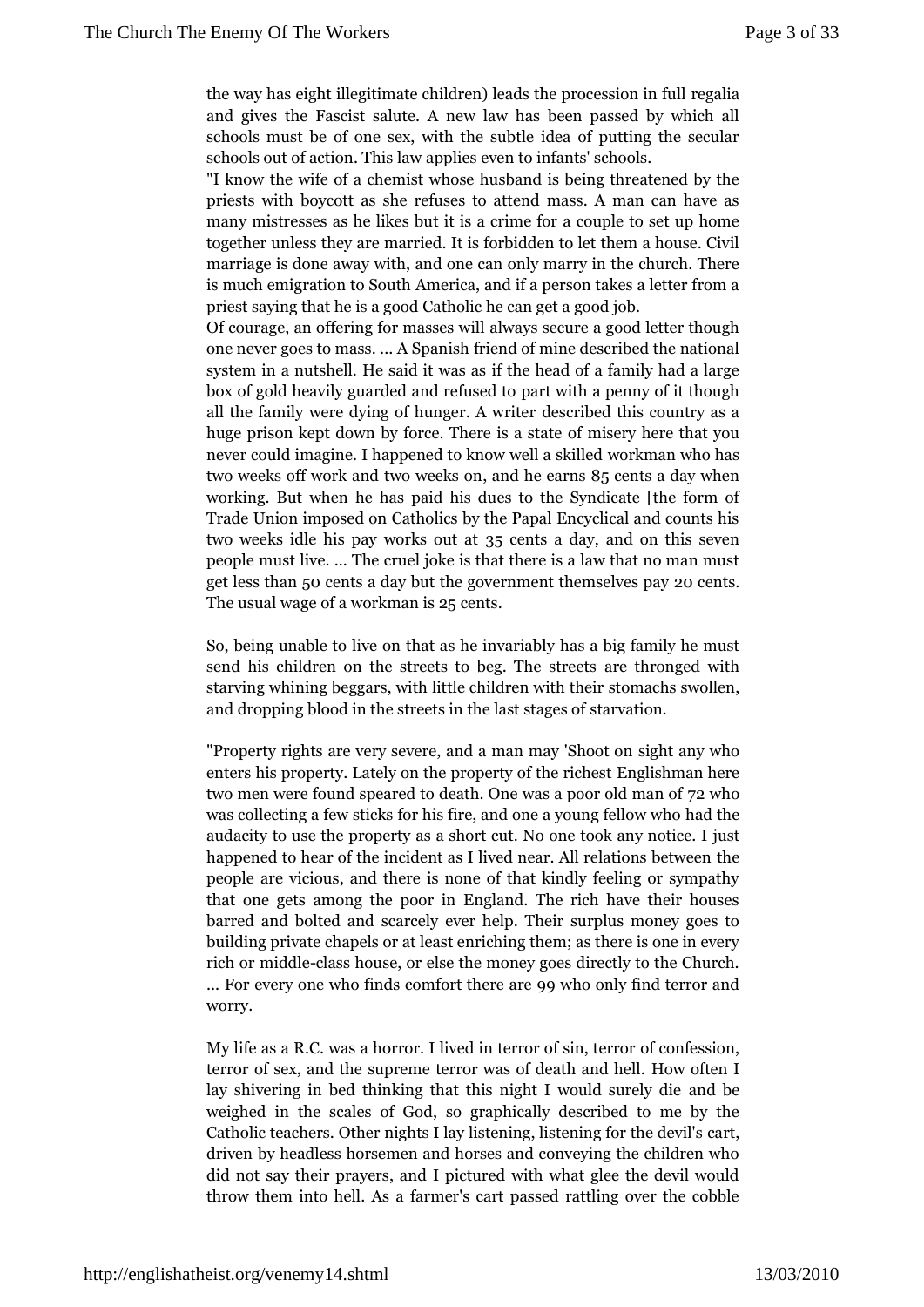the way has eight illegitimate children) leads the procession in full regalia and gives the Fascist salute. A new law has been passed by which all schools must be of one sex, with the subtle idea of putting the secular schools out of action. This law applies even to infants' schools.

"I know the wife of a chemist whose husband is being threatened by the priests with boycott as she refuses to attend mass. A man can have as many mistresses as he likes but it is a crime for a couple to set up home together unless they are married. It is forbidden to let them a house. Civil marriage is done away with, and one can only marry in the church. There is much emigration to South America, and if a person takes a letter from a priest saying that he is a good Catholic he can get a good job.

Of courage, an offering for masses will always secure a good letter though one never goes to mass. ... A Spanish friend of mine described the national system in a nutshell. He said it was as if the head of a family had a large box of gold heavily guarded and refused to part with a penny of it though all the family were dying of hunger. A writer described this country as a huge prison kept down by force. There is a state of misery here that you never could imagine. I happened to know well a skilled workman who has two weeks off work and two weeks on, and he earns 85 cents a day when working. But when he has paid his dues to the Syndicate [the form of Trade Union imposed on Catholics by the Papal Encyclical and counts his two weeks idle his pay works out at 35 cents a day, and on this seven people must live. ... The cruel joke is that there is a law that no man must get less than 50 cents a day but the government themselves pay 20 cents. The usual wage of a workman is 25 cents.

So, being unable to live on that as he invariably has a big family he must send his children on the streets to beg. The streets are thronged with starving whining beggars, with little children with their stomachs swollen, and dropping blood in the streets in the last stages of starvation.

"Property rights are very severe, and a man may 'Shoot on sight any who enters his property. Lately on the property of the richest Englishman here two men were found speared to death. One was a poor old man of 72 who was collecting a few sticks for his fire, and one a young fellow who had the audacity to use the property as a short cut. No one took any notice. I just happened to hear of the incident as I lived near. All relations between the people are vicious, and there is none of that kindly feeling or sympathy that one gets among the poor in England. The rich have their houses barred and bolted and scarcely ever help. Their surplus money goes to building private chapels or at least enriching them; as there is one in every rich or middle-class house, or else the money goes directly to the Church. ... For every one who finds comfort there are 99 who only find terror and worry.

My life as a R.C. was a horror. I lived in terror of sin, terror of confession, terror of sex, and the supreme terror was of death and hell. How often I lay shivering in bed thinking that this night I would surely die and be weighed in the scales of God, so graphically described to me by the Catholic teachers. Other nights I lay listening, listening for the devil's cart, driven by headless horsemen and horses and conveying the children who did not say their prayers, and I pictured with what glee the devil would throw them into hell. As a farmer's cart passed rattling over the cobble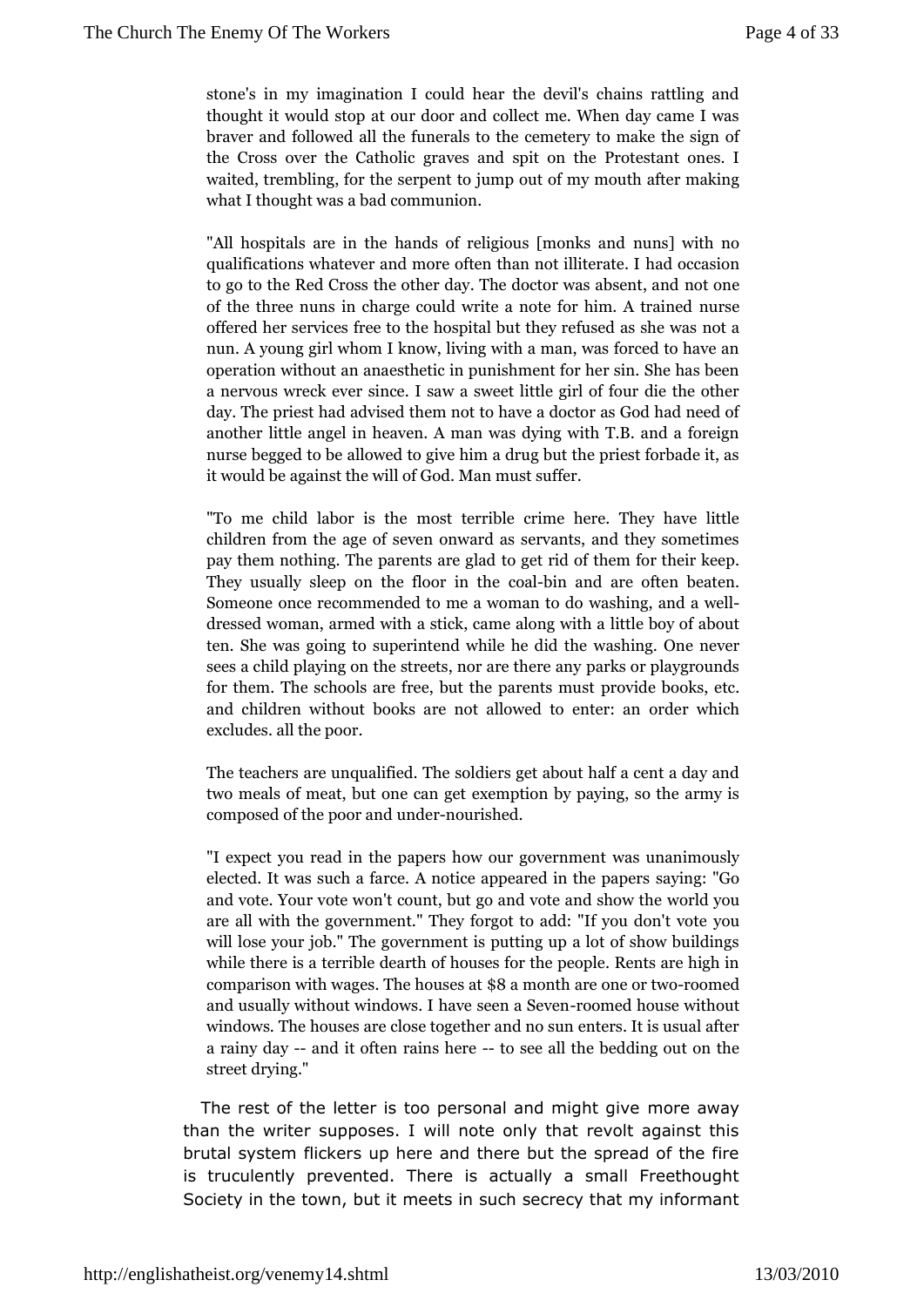stone's in my imagination I could hear the devil's chains rattling and thought it would stop at our door and collect me. When day came I was braver and followed all the funerals to the cemetery to make the sign of the Cross over the Catholic graves and spit on the Protestant ones. I waited, trembling, for the serpent to jump out of my mouth after making what I thought was a bad communion.

"All hospitals are in the hands of religious [monks and nuns] with no qualifications whatever and more often than not illiterate. I had occasion to go to the Red Cross the other day. The doctor was absent, and not one of the three nuns in charge could write a note for him. A trained nurse offered her services free to the hospital but they refused as she was not a nun. A young girl whom I know, living with a man, was forced to have an operation without an anaesthetic in punishment for her sin. She has been a nervous wreck ever since. I saw a sweet little girl of four die the other day. The priest had advised them not to have a doctor as God had need of another little angel in heaven. A man was dying with T.B. and a foreign nurse begged to be allowed to give him a drug but the priest forbade it, as it would be against the will of God. Man must suffer.

"To me child labor is the most terrible crime here. They have little children from the age of seven onward as servants, and they sometimes pay them nothing. The parents are glad to get rid of them for their keep. They usually sleep on the floor in the coal-bin and are often beaten. Someone once recommended to me a woman to do washing, and a well-dressed woman, armed with a stick, came along with a little boy of about ten. She was going to superintend while he did the washing. One never sees a child playing on the streets, nor are there any parks or playgrounds for them. The schools are free, but the parents must provide books, etc. and children without books are not allowed to enter: an order which excludes. all the poor.

The teachers are unqualified. The soldiers get about half a cent a day and two meals of meat, but one can get exemption by paying, so the army is composed of the poor and under-nourished.

"I expect you read in the papers how our government was unanimously elected. It was such a farce. A notice appeared in the papers saying: "Go and vote. Your vote won't count, but go and vote and show the world you are all with the government." They forgot to add: "If you don't vote you will lose your job." The government is putting up a lot of show buildings while there is a terrible dearth of houses for the people. Rents are high in comparison with wages. The houses at $8 a month are one or two-roomed and usually without windows. I have seen a Seven-roomed house without windows. The houses are close together and no sun enters. It is usual after a rainy day -- and it often rains here -- to see all the bedding out on the street drying."

The rest of the letter is too personal and might give more away than the writer supposes. I will note only that revolt against this brutal system flickers up here and there but the spread of the fire is truculently prevented. There is actually a small Freethought Society in the town, but it meets in such secrecy that my informant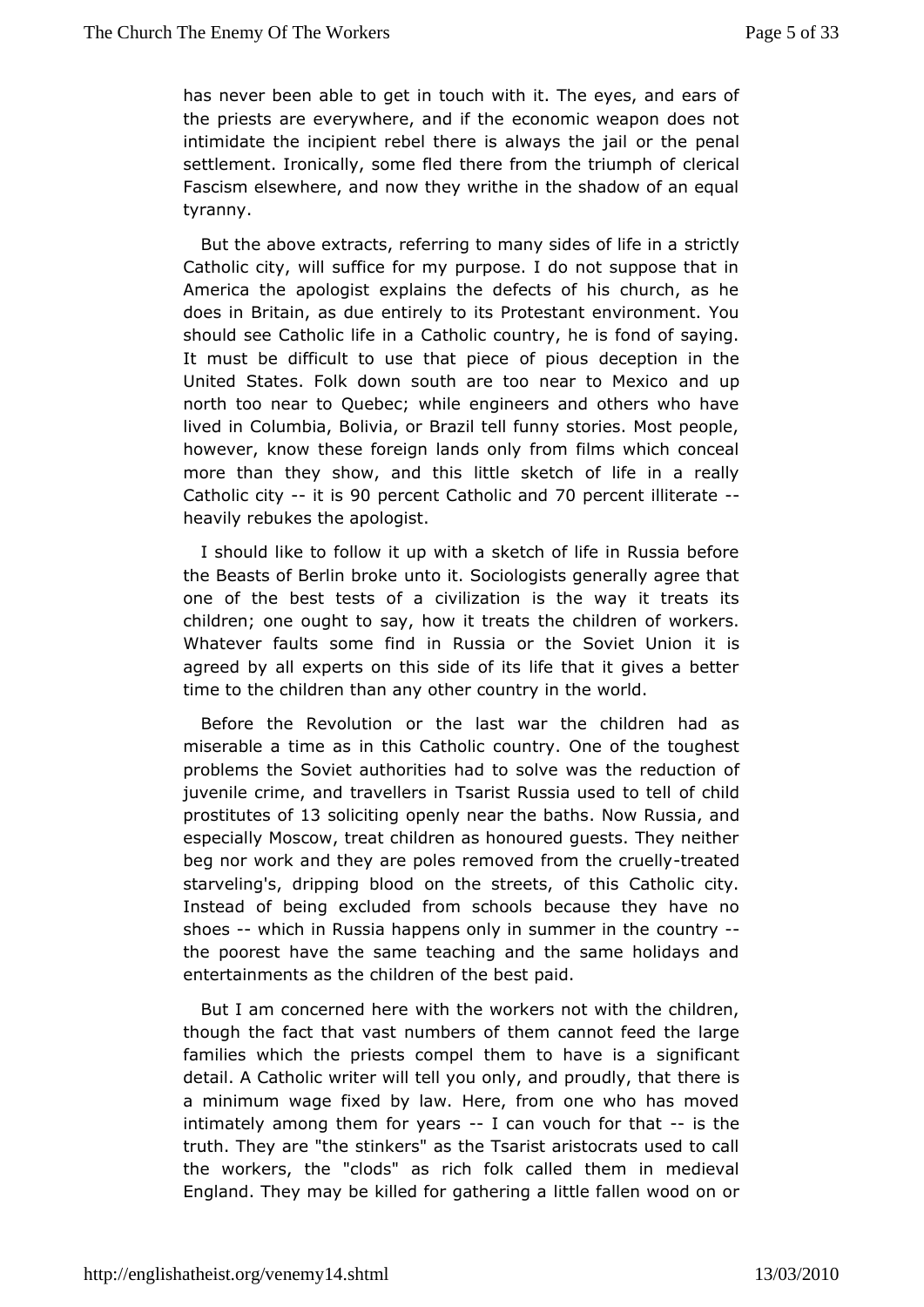has never been able to get in touch with it. The eyes, and ears of the priests are everywhere, and if the economic weapon does not intimidate the incipient rebel there is always the jail or the penal settlement. Ironically, some fled there from the triumph of clerical Fascism elsewhere, and now they writhe in the shadow of an equal tyranny.

But the above extracts, referring to many sides of life in a strictly Catholic city, will suffice for my purpose. I do not suppose that in America the apologist explains the defects of his church, as he does in Britain, as due entirely to its Protestant environment. You should see Catholic life in a Catholic country, he is fond of saying. It must be difficult to use that piece of pious deception in the United States. Folk down south are too near to Mexico and up north too near to Quebec; while engineers and others who have lived in Columbia, Bolivia, or Brazil tell funny stories. Most people, however, know these foreign lands only from films which conceal more than they show, and this little sketch of life in a really Catholic city -- it is 90 percent Catholic and 70 percent illiterate -- heavily rebukes the apologist.

I should like to follow it up with a sketch of life in Russia before the Beasts of Berlin broke unto it. Sociologists generally agree that one of the best tests of a civilization is the way it treats its children; one ought to say, how it treats the children of workers. Whatever faults some find in Russia or the Soviet Union it is agreed by all experts on this side of its life that it gives a better time to the children than any other country in the world.

Before the Revolution or the last war the children had as miserable a time as in this Catholic country. One of the toughest problems the Soviet authorities had to solve was the reduction of juvenile crime, and travellers in Tsarist Russia used to tell of child prostitutes of 13 soliciting openly near the baths. Now Russia, and especially Moscow, treat children as honoured guests. They neither beg nor work and they are poles removed from the cruelly-treated starveling's, dripping blood on the streets, of this Catholic city. Instead of being excluded from schools because they have no shoes -- which in Russia happens only in summer in the country -- the poorest have the same teaching and the same holidays and entertainments as the children of the best paid.

But I am concerned here with the workers not with the children, though the fact that vast numbers of them cannot feed the large families which the priests compel them to have is a significant detail. A Catholic writer will tell you only, and proudly, that there is a minimum wage fixed by law. Here, from one who has moved intimately among them for years -- I can vouch for that -- is the truth. They are "the stinkers" as the Tsarist aristocrats used to call the workers, the "clods" as rich folk called them in medieval England. They may be killed for gathering a little fallen wood on or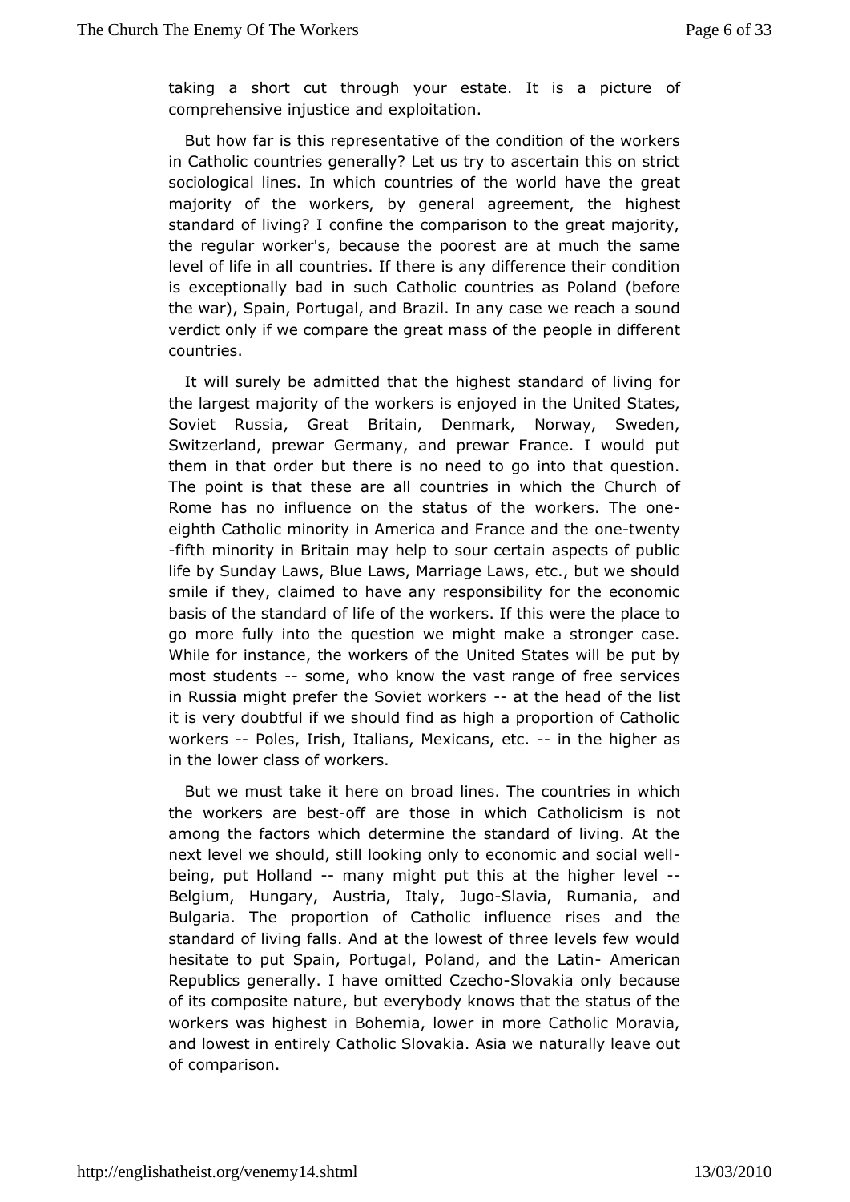taking a short cut through your estate. It is a picture of comprehensive injustice and exploitation.

But how far is this representative of the condition of the workers in Catholic countries generally? Let us try to ascertain this on strict sociological lines. In which countries of the world have the great majority of the workers, by general agreement, the highest standard of living? I confine the comparison to the great majority, the regular worker's, because the poorest are at much the same level of life in all countries. If there is any difference their condition is exceptionally bad in such Catholic countries as Poland (before the war), Spain, Portugal, and Brazil. In any case we reach a sound verdict only if we compare the great mass of the people in different countries.

It will surely be admitted that the highest standard of living for the largest majority of the workers is enjoyed in the United States, Soviet Russia, Great Britain, Denmark, Norway, Sweden, Switzerland, prewar Germany, and prewar France. I would put them in that order but there is no need to go into that question. The point is that these are all countries in which the Church of Rome has no influence on the status of the workers. The one-eighth Catholic minority in America and France and the one-twenty-fifth minority in Britain may help to sour certain aspects of public life by Sunday Laws, Blue Laws, Marriage Laws, etc., but we should smile if they, claimed to have any responsibility for the economic basis of the standard of life of the workers. If this were the place to go more fully into the question we might make a stronger case. While for instance, the workers of the United States will be put by most students -- some, who know the vast range of free services in Russia might prefer the Soviet workers -- at the head of the list it is very doubtful if we should find as high a proportion of Catholic workers -- Poles, Irish, Italians, Mexicans, etc. -- in the higher as in the lower class of workers.

But we must take it here on broad lines. The countries in which the workers are best-off are those in which Catholicism is not among the factors which determine the standard of living. At the next level we should, still looking only to economic and social well-being, put Holland -- many might put this at the higher level -- Belgium, Hungary, Austria, Italy, Jugo-Slavia, Rumania, and Bulgaria. The proportion of Catholic influence rises and the standard of living falls. And at the lowest of three levels few would hesitate to put Spain, Portugal, Poland, and the Latin- American Republics generally. I have omitted Czecho-Slovakia only because of its composite nature, but everybody knows that the status of the workers was highest in Bohemia, lower in more Catholic Moravia, and lowest in entirely Catholic Slovakia. Asia we naturally leave out of comparison.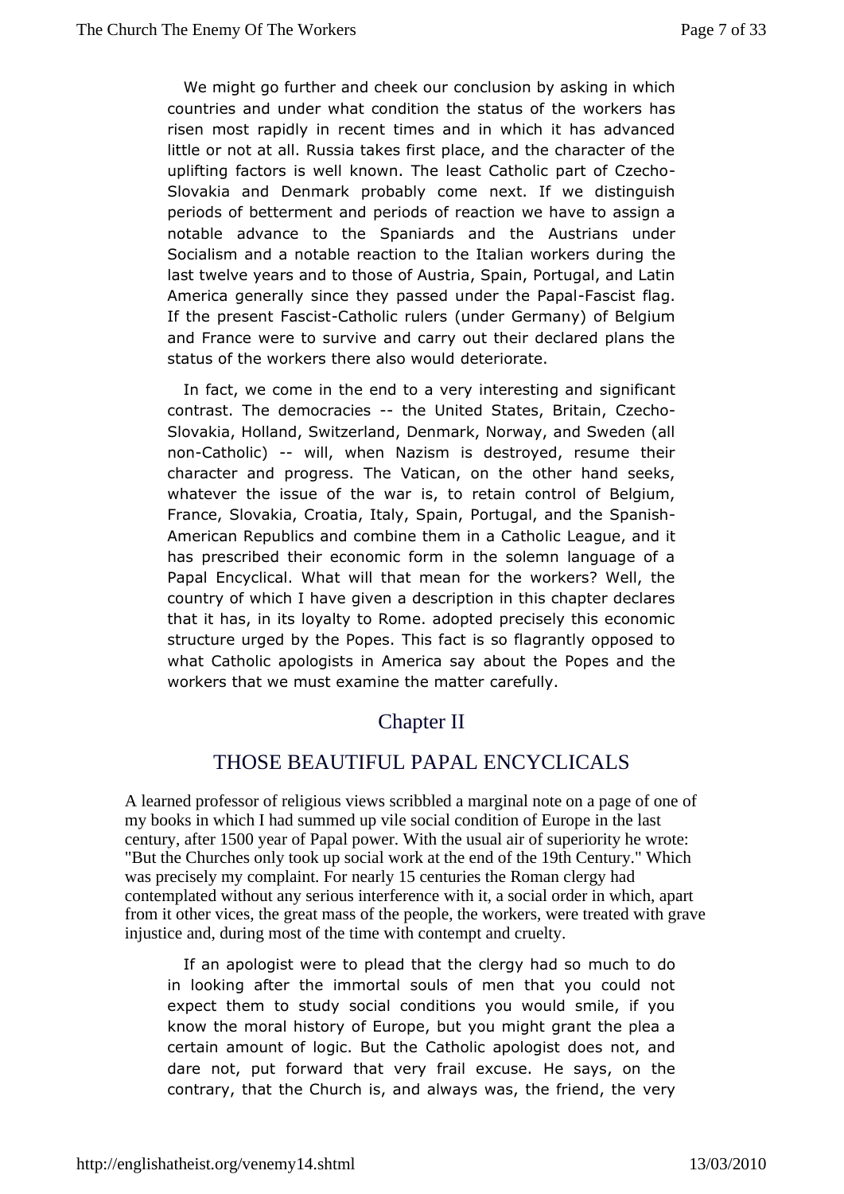We might go further and cheek our conclusion by asking in which countries and under what condition the status of the workers has risen most rapidly in recent times and in which it has advanced little or not at all. Russia takes first place, and the character of the uplifting factors is well known. The least Catholic part of Czecho-Slovakia and Denmark probably come next. If we distinguish periods of betterment and periods of reaction we have to assign a notable advance to the Spaniards and the Austrians under Socialism and a notable reaction to the Italian workers during the last twelve years and to those of Austria, Spain, Portugal, and Latin America generally since they passed under the Papal-Fascist flag. If the present Fascist-Catholic rulers (under Germany) of Belgium and France were to survive and carry out their declared plans the status of the workers there also would deteriorate.

In fact, we come in the end to a very interesting and significant contrast. The democracies -- the United States, Britain, Czecho-Slovakia, Holland, Switzerland, Denmark, Norway, and Sweden (all non-Catholic) -- will, when Nazism is destroyed, resume their character and progress. The Vatican, on the other hand seeks, whatever the issue of the war is, to retain control of Belgium, France, Slovakia, Croatia, Italy, Spain, Portugal, and the Spanish-American Republics and combine them in a Catholic League, and it has prescribed their economic form in the solemn language of a Papal Encyclical. What will that mean for the workers? Well, the country of which I have given a description in this chapter declares that it has, in its loyalty to Rome. adopted precisely this economic structure urged by the Popes. This fact is so flagrantly opposed to what Catholic apologists in America say about the Popes and the workers that we must examine the matter carefully.

# Chapter II

## THOSE BEAUTIFUL PAPAL ENCYCLICALS

A learned professor of religious views scribbled a marginal note on a page of one of my books in which I had summed up vile social condition of Europe in the last century, after 1500 year of Papal power. With the usual air of superiority he wrote: "But the Churches only took up social work at the end of the 19th Century." Which was precisely my complaint. For nearly 15 centuries the Roman clergy had contemplated without any serious interference with it, a social order in which, apart from it other vices, the great mass of the people, the workers, were treated with grave injustice and, during most of the time with contempt and cruelty.

If an apologist were to plead that the clergy had so much to do in looking after the immortal souls of men that you could not expect them to study social conditions you would smile, if you know the moral history of Europe, but you might grant the plea a certain amount of logic. But the Catholic apologist does not, and dare not, put forward that very frail excuse. He says, on the contrary, that the Church is, and always was, the friend, the very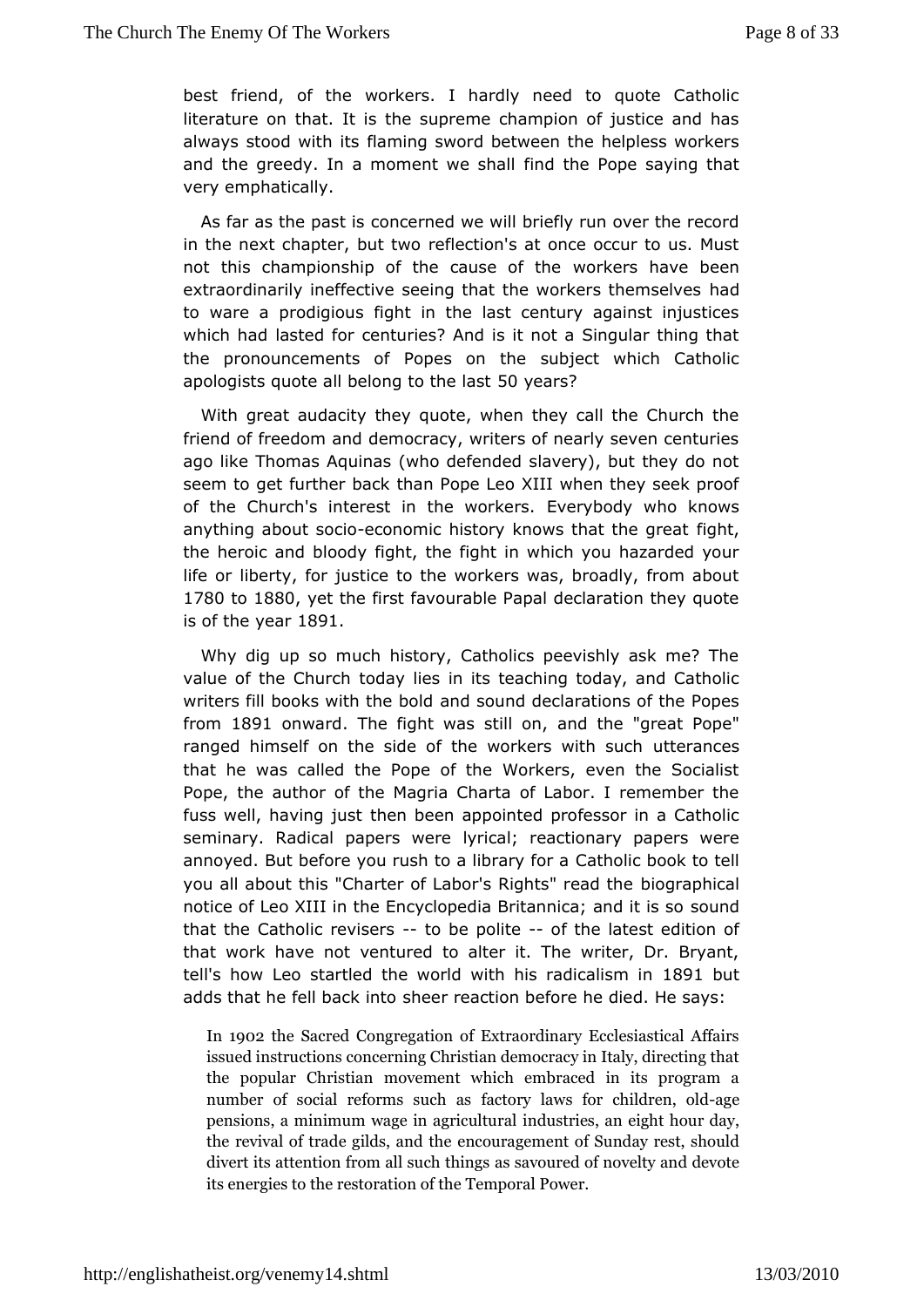best friend, of the workers. I hardly need to quote Catholic literature on that. It is the supreme champion of justice and has always stood with its flaming sword between the helpless workers and the greedy. In a moment we shall find the Pope saying that very emphatically.

As far as the past is concerned we will briefly run over the record in the next chapter, but two reflection's at once occur to us. Must not this championship of the cause of the workers have been extraordinarily ineffective seeing that the workers themselves had to ware a prodigious fight in the last century against injustices which had lasted for centuries? And is it not a Singular thing that the pronouncements of Popes on the subject which Catholic apologists quote all belong to the last 50 years?

With great audacity they quote, when they call the Church the friend of freedom and democracy, writers of nearly seven centuries ago like Thomas Aquinas (who defended slavery), but they do not seem to get further back than Pope Leo XIII when they seek proof of the Church's interest in the workers. Everybody who knows anything about socio-economic history knows that the great fight, the heroic and bloody fight, the fight in which you hazarded your life or liberty, for justice to the workers was, broadly, from about 1780 to 1880, yet the first favourable Papal declaration they quote is of the year 1891.

Why dig up so much history, Catholics peevishly ask me? The value of the Church today lies in its teaching today, and Catholic writers fill books with the bold and sound declarations of the Popes from 1891 onward. The fight was still on, and the "great Pope" ranged himself on the side of the workers with such utterances that he was called the Pope of the Workers, even the Socialist Pope, the author of the Magria Charta of Labor. I remember the fuss well, having just then been appointed professor in a Catholic seminary. Radical papers were lyrical; reactionary papers were annoyed. But before you rush to a library for a Catholic book to tell you all about this "Charter of Labor's Rights" read the biographical notice of Leo XIII in the Encyclopedia Britannica; and it is so sound that the Catholic revisers -- to be polite -- of the latest edition of that work have not ventured to alter it. The writer, Dr. Bryant, tell's how Leo startled the world with his radicalism in 1891 but adds that he fell back into sheer reaction before he died. He says:

> In 1902 the Sacred Congregation of Extraordinary Ecclesiastical Affairs issued instructions concerning Christian democracy in Italy, directing that the popular Christian movement which embraced in its program a number of social reforms such as factory laws for children, old-age pensions, a minimum wage in agricultural industries, an eight hour day, the revival of trade gilds, and the encouragement of Sunday rest, should divert its attention from all such things as savoured of novelty and devote its energies to the restoration of the Temporal Power.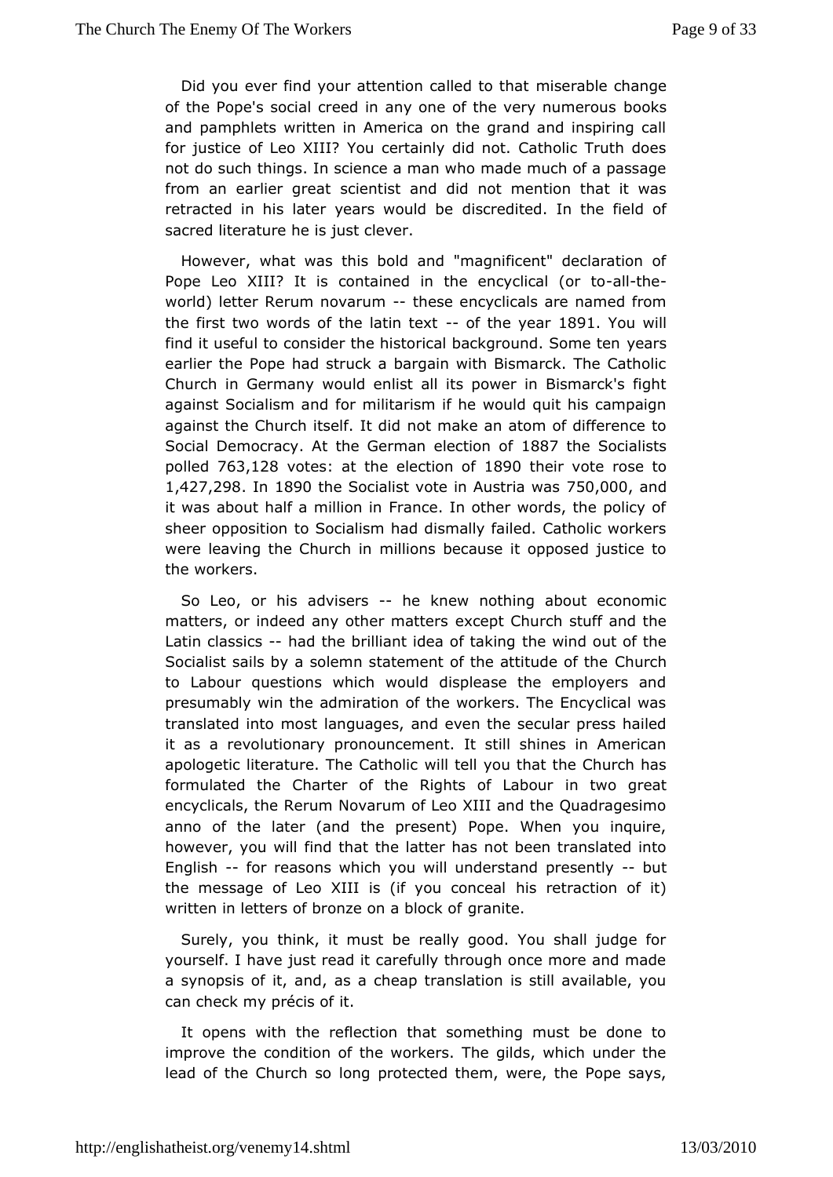Did you ever find your attention called to that miserable change of the Pope's social creed in any one of the very numerous books and pamphlets written in America on the grand and inspiring call for justice of Leo XIII? You certainly did not. Catholic Truth does not do such things. In science a man who made much of a passage from an earlier great scientist and did not mention that it was retracted in his later years would be discredited. In the field of sacred literature he is just clever.

However, what was this bold and "magnificent" declaration of Pope Leo XIII? It is contained in the encyclical (or to-all-the-world) letter Rerum novarum -- these encyclicals are named from the first two words of the latin text -- of the year 1891. You will find it useful to consider the historical background. Some ten years earlier the Pope had struck a bargain with Bismarck. The Catholic Church in Germany would enlist all its power in Bismarck's fight against Socialism and for militarism if he would quit his campaign against the Church itself. It did not make an atom of difference to Social Democracy. At the German election of 1887 the Socialists polled 763,128 votes: at the election of 1890 their vote rose to 1,427,298. In 1890 the Socialist vote in Austria was 750,000, and it was about half a million in France. In other words, the policy of sheer opposition to Socialism had dismally failed. Catholic workers were leaving the Church in millions because it opposed justice to the workers.

So Leo, or his advisers -- he knew nothing about economic matters, or indeed any other matters except Church stuff and the Latin classics -- had the brilliant idea of taking the wind out of the Socialist sails by a solemn statement of the attitude of the Church to Labour questions which would displease the employers and presumably win the admiration of the workers. The Encyclical was translated into most languages, and even the secular press hailed it as a revolutionary pronouncement. It still shines in American apologetic literature. The Catholic will tell you that the Church has formulated the Charter of the Rights of Labour in two great encyclicals, the Rerum Novarum of Leo XIII and the Quadragesimo anno of the later (and the present) Pope. When you inquire, however, you will find that the latter has not been translated into English -- for reasons which you will understand presently -- but the message of Leo XIII is (if you conceal his retraction of it) written in letters of bronze on a block of granite.

Surely, you think, it must be really good. You shall judge for yourself. I have just read it carefully through once more and made a synopsis of it, and, as a cheap translation is still available, you can check my précis of it.

It opens with the reflection that something must be done to improve the condition of the workers. The gilds, which under the lead of the Church so long protected them, were, the Pope says,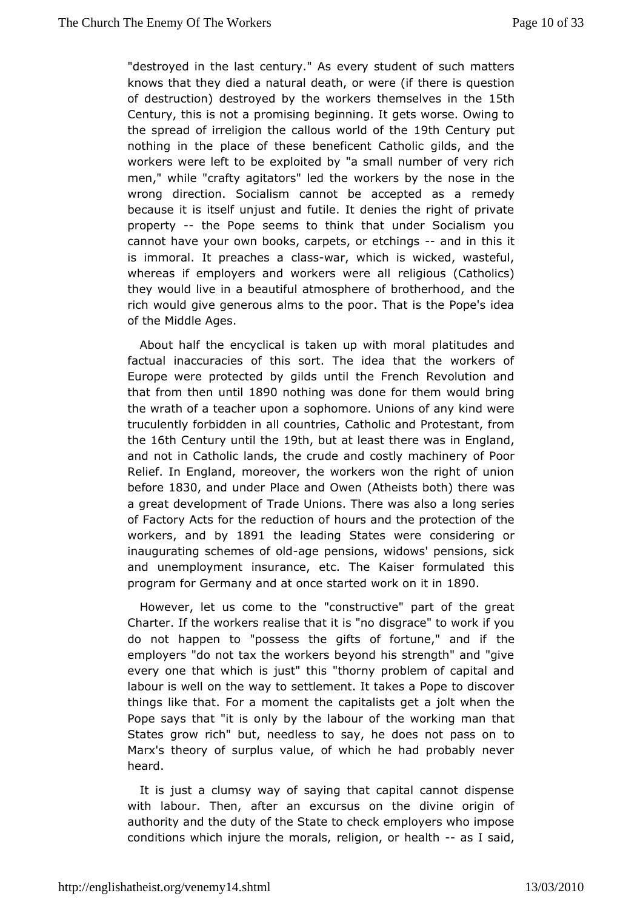"destroyed in the last century." As every student of such matters knows that they died a natural death, or were (if there is question of destruction) destroyed by the workers themselves in the 15th Century, this is not a promising beginning. It gets worse. Owing to the spread of irreligion the callous world of the 19th Century put nothing in the place of these beneficent Catholic gilds, and the workers were left to be exploited by "a small number of very rich men," while "crafty agitators" led the workers by the nose in the wrong direction. Socialism cannot be accepted as a remedy because it is itself unjust and futile. It denies the right of private property -- the Pope seems to think that under Socialism you cannot have your own books, carpets, or etchings -- and in this it is immoral. It preaches a class-war, which is wicked, wasteful, whereas if employers and workers were all religious (Catholics) they would live in a beautiful atmosphere of brotherhood, and the rich would give generous alms to the poor. That is the Pope's idea of the Middle Ages.

About half the encyclical is taken up with moral platitudes and factual inaccuracies of this sort. The idea that the workers of Europe were protected by gilds until the French Revolution and that from then until 1890 nothing was done for them would bring the wrath of a teacher upon a sophomore. Unions of any kind were truculently forbidden in all countries, Catholic and Protestant, from the 16th Century until the 19th, but at least there was in England, and not in Catholic lands, the crude and costly machinery of Poor Relief. In England, moreover, the workers won the right of union before 1830, and under Place and Owen (Atheists both) there was a great development of Trade Unions. There was also a long series of Factory Acts for the reduction of hours and the protection of the workers, and by 1891 the leading States were considering or inaugurating schemes of old-age pensions, widows' pensions, sick and unemployment insurance, etc. The Kaiser formulated this program for Germany and at once started work on it in 1890.

However, let us come to the "constructive" part of the great Charter. If the workers realise that it is "no disgrace" to work if you do not happen to "possess the gifts of fortune," and if the employers "do not tax the workers beyond his strength" and "give every one that which is just" this "thorny problem of capital and labour is well on the way to settlement. It takes a Pope to discover things like that. For a moment the capitalists get a jolt when the Pope says that "it is only by the labour of the working man that States grow rich" but, needless to say, he does not pass on to Marx's theory of surplus value, of which he had probably never heard.

It is just a clumsy way of saying that capital cannot dispense with labour. Then, after an excursus on the divine origin of authority and the duty of the State to check employers who impose conditions which injure the morals, religion, or health -- as I said,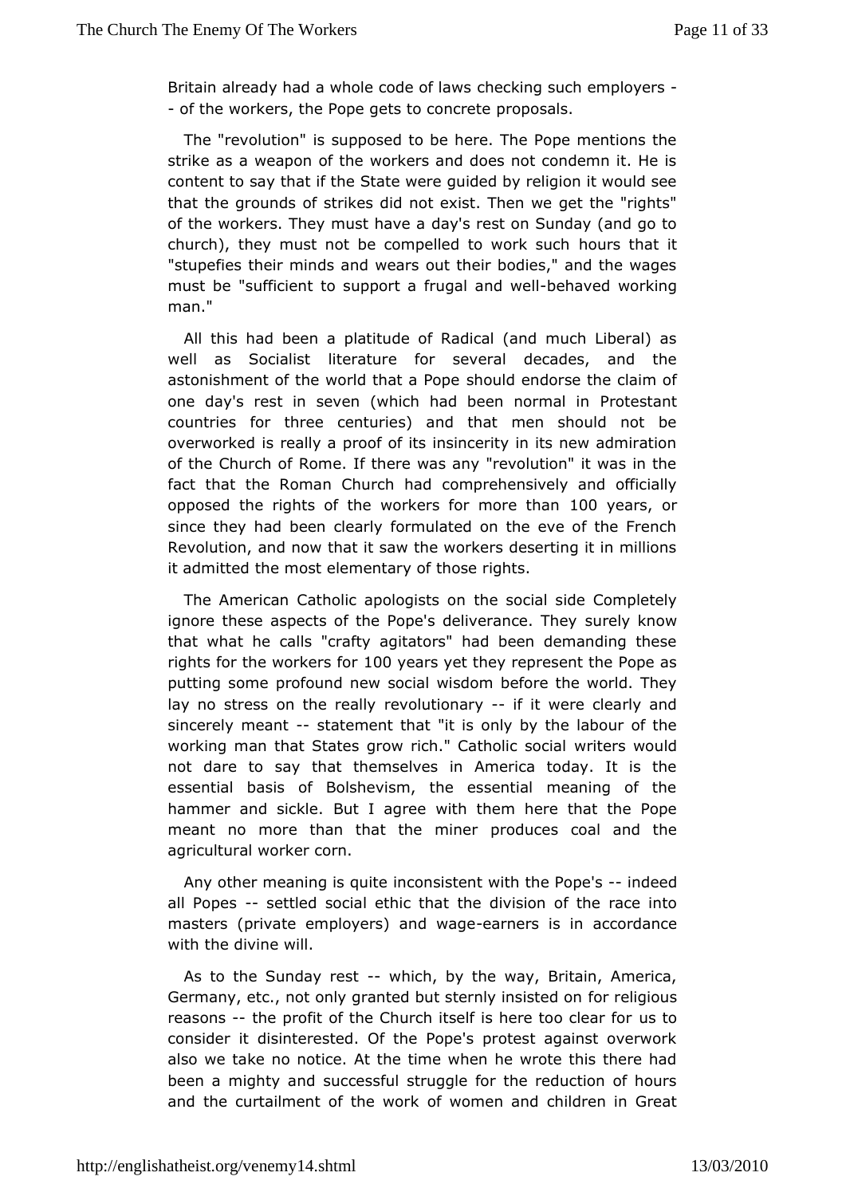Britain already had a whole code of laws checking such employers -- of the workers, the Pope gets to concrete proposals.

The "revolution" is supposed to be here. The Pope mentions the strike as a weapon of the workers and does not condemn it. He is content to say that if the State were guided by religion it would see that the grounds of strikes did not exist. Then we get the "rights" of the workers. They must have a day's rest on Sunday (and go to church), they must not be compelled to work such hours that it "stupefies their minds and wears out their bodies," and the wages must be "sufficient to support a frugal and well-behaved working man."

All this had been a platitude of Radical (and much Liberal) as well as Socialist literature for several decades, and the astonishment of the world that a Pope should endorse the claim of one day's rest in seven (which had been normal in Protestant countries for three centuries) and that men should not be overworked is really a proof of its insincerity in its new admiration of the Church of Rome. If there was any "revolution" it was in the fact that the Roman Church had comprehensively and officially opposed the rights of the workers for more than 100 years, or since they had been clearly formulated on the eve of the French Revolution, and now that it saw the workers deserting it in millions it admitted the most elementary of those rights.

The American Catholic apologists on the social side Completely ignore these aspects of the Pope's deliverance. They surely know that what he calls "crafty agitators" had been demanding these rights for the workers for 100 years yet they represent the Pope as putting some profound new social wisdom before the world. They lay no stress on the really revolutionary -- if it were clearly and sincerely meant -- statement that "it is only by the labour of the working man that States grow rich." Catholic social writers would not dare to say that themselves in America today. It is the essential basis of Bolshevism, the essential meaning of the hammer and sickle. But I agree with them here that the Pope meant no more than that the miner produces coal and the agricultural worker corn.

Any other meaning is quite inconsistent with the Pope's -- indeed all Popes -- settled social ethic that the division of the race into masters (private employers) and wage-earners is in accordance with the divine will.

As to the Sunday rest -- which, by the way, Britain, America, Germany, etc., not only granted but sternly insisted on for religious reasons -- the profit of the Church itself is here too clear for us to consider it disinterested. Of the Pope's protest against overwork also we take no notice. At the time when he wrote this there had been a mighty and successful struggle for the reduction of hours and the curtailment of the work of women and children in Great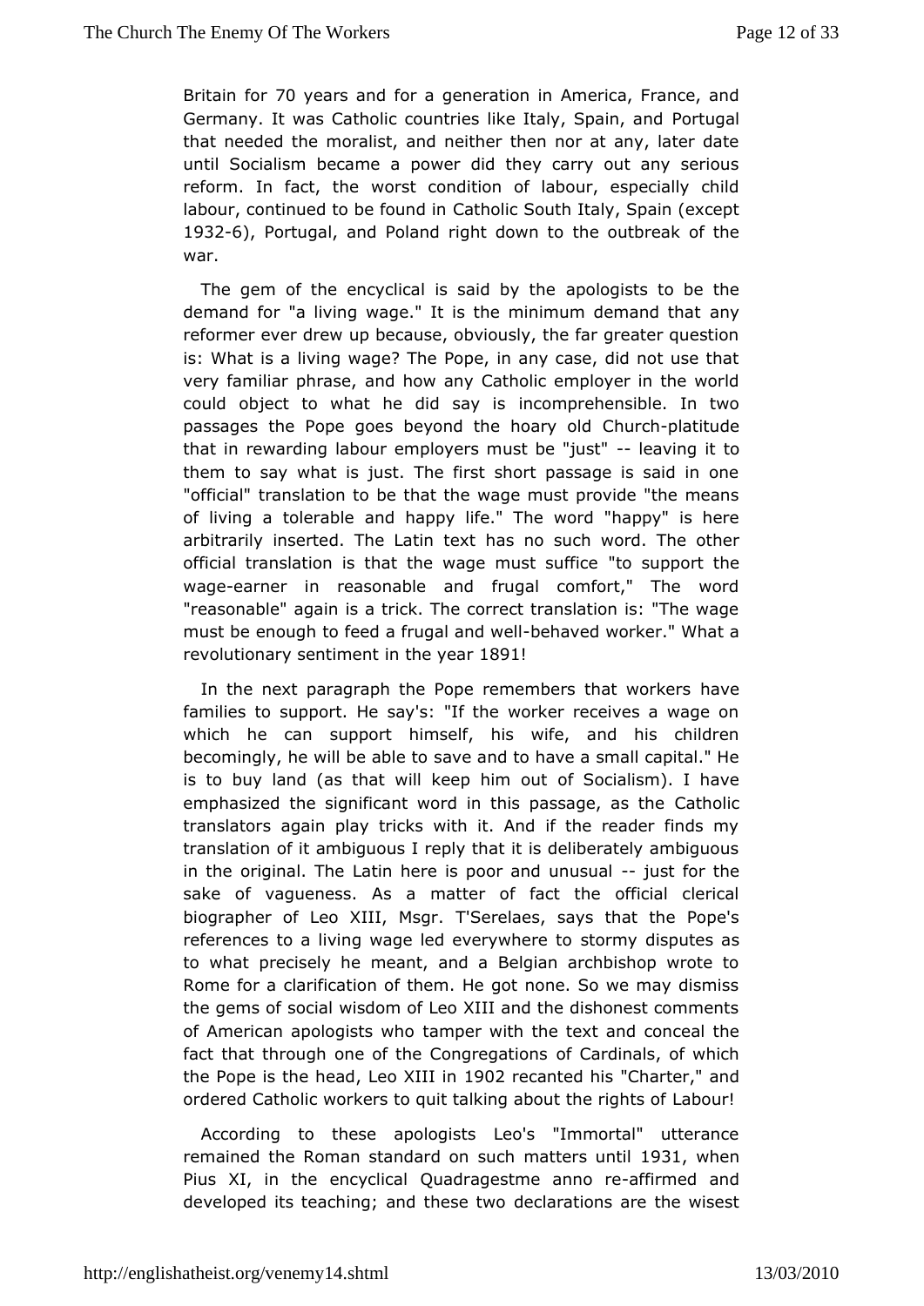Britain for 70 years and for a generation in America, France, and Germany. It was Catholic countries like Italy, Spain, and Portugal that needed the moralist, and neither then nor at any, later date until Socialism became a power did they carry out any serious reform. In fact, the worst condition of labour, especially child labour, continued to be found in Catholic South Italy, Spain (except 1932-6), Portugal, and Poland right down to the outbreak of the war.

The gem of the encyclical is said by the apologists to be the demand for "a living wage." It is the minimum demand that any reformer ever drew up because, obviously, the far greater question is: What is a living wage? The Pope, in any case, did not use that very familiar phrase, and how any Catholic employer in the world could object to what he did say is incomprehensible. In two passages the Pope goes beyond the hoary old Church-platitude that in rewarding labour employers must be "just" -- leaving it to them to say what is just. The first short passage is said in one "official" translation to be that the wage must provide "the means of living a tolerable and happy life." The word "happy" is here arbitrarily inserted. The Latin text has no such word. The other official translation is that the wage must suffice "to support the wage-earner in reasonable and frugal comfort," The word "reasonable" again is a trick. The correct translation is: "The wage must be enough to feed a frugal and well-behaved worker." What a revolutionary sentiment in the year 1891!

In the next paragraph the Pope remembers that workers have families to support. He say's: "If the worker receives a wage on which he can support himself, his wife, and his children becomingly, he will be able to save and to have a small capital." He is to buy land (as that will keep him out of Socialism). I have emphasized the significant word in this passage, as the Catholic translators again play tricks with it. And if the reader finds my translation of it ambiguous I reply that it is deliberately ambiguous in the original. The Latin here is poor and unusual -- just for the sake of vagueness. As a matter of fact the official clerical biographer of Leo XIII, Msgr. T'Serelaes, says that the Pope's references to a living wage led everywhere to stormy disputes as to what precisely he meant, and a Belgian archbishop wrote to Rome for a clarification of them. He got none. So we may dismiss the gems of social wisdom of Leo XIII and the dishonest comments of American apologists who tamper with the text and conceal the fact that through one of the Congregations of Cardinals, of which the Pope is the head, Leo XIII in 1902 recanted his "Charter," and ordered Catholic workers to quit talking about the rights of Labour!

According to these apologists Leo's "Immortal" utterance remained the Roman standard on such matters until 1931, when Pius XI, in the encyclical Quadragestme anno re-affirmed and developed its teaching; and these two declarations are the wisest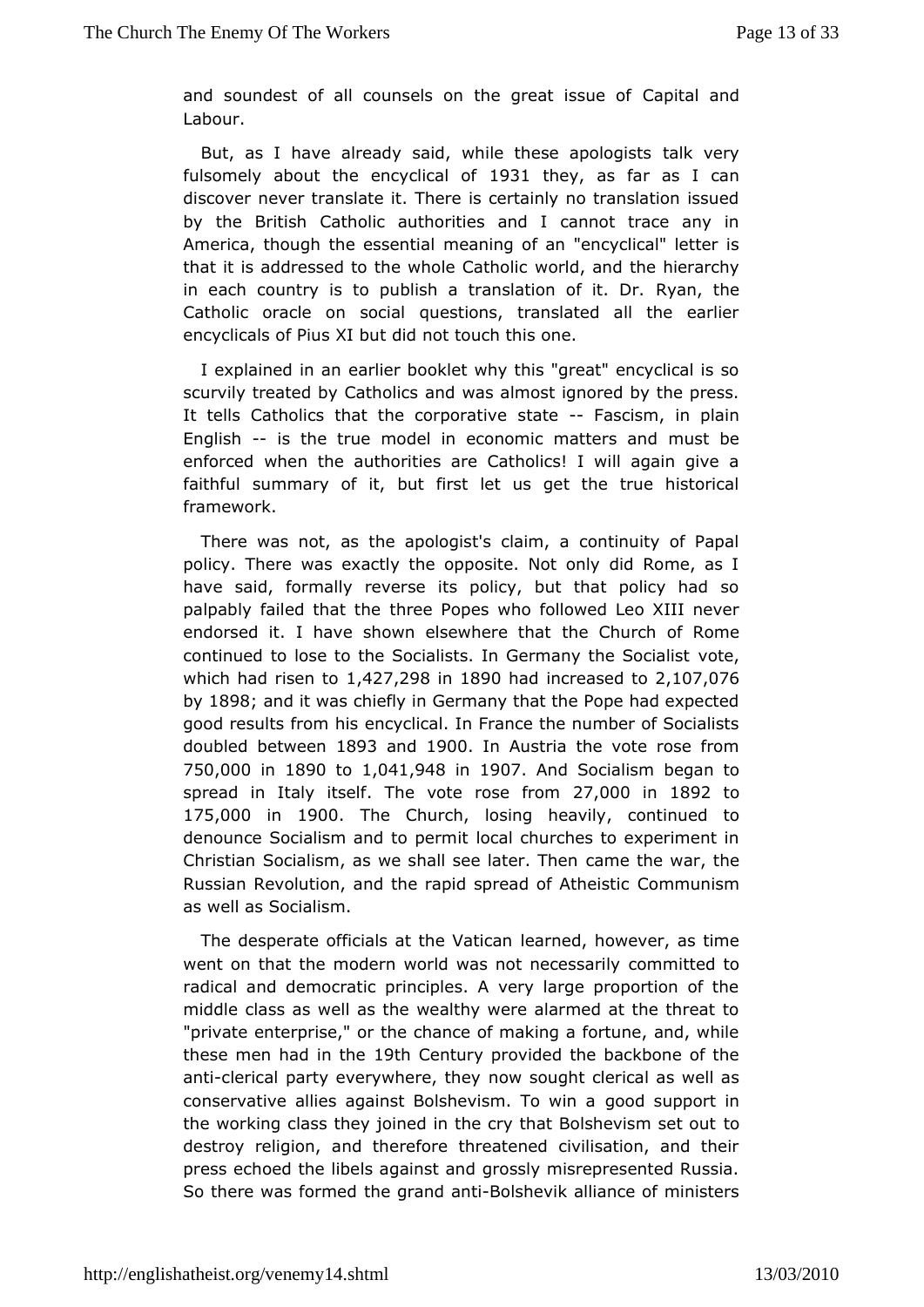and soundest of all counsels on the great issue of Capital and Labour.

But, as I have already said, while these apologists talk very fulsomely about the encyclical of 1931 they, as far as I can discover never translate it. There is certainly no translation issued by the British Catholic authorities and I cannot trace any in America, though the essential meaning of an "encyclical" letter is that it is addressed to the whole Catholic world, and the hierarchy in each country is to publish a translation of it. Dr. Ryan, the Catholic oracle on social questions, translated all the earlier encyclicals of Pius XI but did not touch this one.

I explained in an earlier booklet why this "great" encyclical is so scurvily treated by Catholics and was almost ignored by the press. It tells Catholics that the corporative state -- Fascism, in plain English -- is the true model in economic matters and must be enforced when the authorities are Catholics! I will again give a faithful summary of it, but first let us get the true historical framework.

There was not, as the apologist's claim, a continuity of Papal policy. There was exactly the opposite. Not only did Rome, as I have said, formally reverse its policy, but that policy had so palpably failed that the three Popes who followed Leo XIII never endorsed it. I have shown elsewhere that the Church of Rome continued to lose to the Socialists. In Germany the Socialist vote, which had risen to 1,427,298 in 1890 had increased to 2,107,076 by 1898; and it was chiefly in Germany that the Pope had expected good results from his encyclical. In France the number of Socialists doubled between 1893 and 1900. In Austria the vote rose from 750,000 in 1890 to 1,041,948 in 1907. And Socialism began to spread in Italy itself. The vote rose from 27,000 in 1892 to 175,000 in 1900. The Church, losing heavily, continued to denounce Socialism and to permit local churches to experiment in Christian Socialism, as we shall see later. Then came the war, the Russian Revolution, and the rapid spread of Atheistic Communism as well as Socialism.

The desperate officials at the Vatican learned, however, as time went on that the modern world was not necessarily committed to radical and democratic principles. A very large proportion of the middle class as well as the wealthy were alarmed at the threat to "private enterprise," or the chance of making a fortune, and, while these men had in the 19th Century provided the backbone of the anti-clerical party everywhere, they now sought clerical as well as conservative allies against Bolshevism. To win a good support in the working class they joined in the cry that Bolshevism set out to destroy religion, and therefore threatened civilisation, and their press echoed the libels against and grossly misrepresented Russia. So there was formed the grand anti-Bolshevik alliance of ministers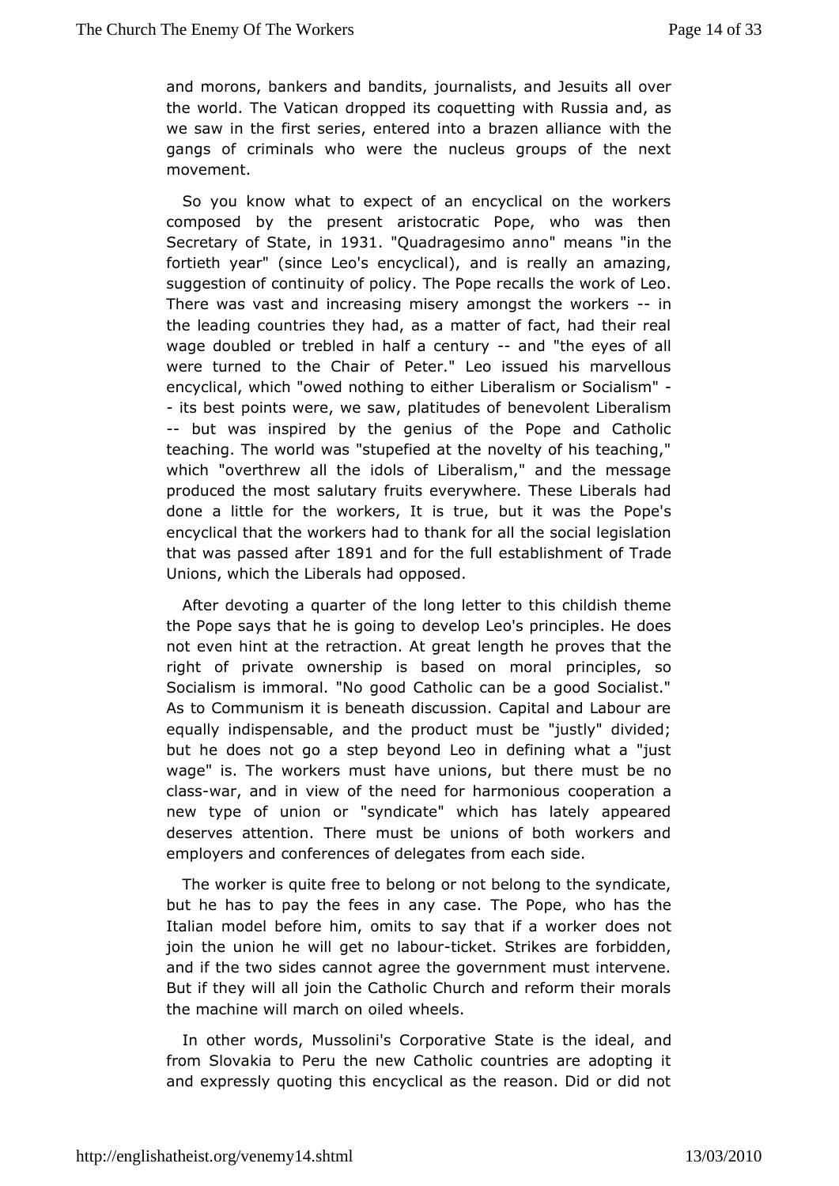and morons, bankers and bandits, journalists, and Jesuits all over the world. The Vatican dropped its coquetting with Russia and, as we saw in the first series, entered into a brazen alliance with the gangs of criminals who were the nucleus groups of the next movement.

So you know what to expect of an encyclical on the workers composed by the present aristocratic Pope, who was then Secretary of State, in 1931. "Quadragesimo anno" means "in the fortieth year" (since Leo's encyclical), and is really an amazing, suggestion of continuity of policy. The Pope recalls the work of Leo. There was vast and increasing misery amongst the workers -- in the leading countries they had, as a matter of fact, had their real wage doubled or trebled in half a century -- and "the eyes of all were turned to the Chair of Peter." Leo issued his marvellous encyclical, which "owed nothing to either Liberalism or Socialism" -- its best points were, we saw, platitudes of benevolent Liberalism -- but was inspired by the genius of the Pope and Catholic teaching. The world was "stupefied at the novelty of his teaching," which "overthrew all the idols of Liberalism," and the message produced the most salutary fruits everywhere. These Liberals had done a little for the workers, It is true, but it was the Pope's encyclical that the workers had to thank for all the social legislation that was passed after 1891 and for the full establishment of Trade Unions, which the Liberals had opposed.

After devoting a quarter of the long letter to this childish theme the Pope says that he is going to develop Leo's principles. He does not even hint at the retraction. At great length he proves that the right of private ownership is based on moral principles, so Socialism is immoral. "No good Catholic can be a good Socialist." As to Communism it is beneath discussion. Capital and Labour are equally indispensable, and the product must be "justly" divided; but he does not go a step beyond Leo in defining what a "just wage" is. The workers must have unions, but there must be no class-war, and in view of the need for harmonious cooperation a new type of union or "syndicate" which has lately appeared deserves attention. There must be unions of both workers and employers and conferences of delegates from each side.

The worker is quite free to belong or not belong to the syndicate, but he has to pay the fees in any case. The Pope, who has the Italian model before him, omits to say that if a worker does not join the union he will get no labour-ticket. Strikes are forbidden, and if the two sides cannot agree the government must intervene. But if they will all join the Catholic Church and reform their morals the machine will march on oiled wheels.

In other words, Mussolini's Corporative State is the ideal, and from Slovakia to Peru the new Catholic countries are adopting it and expressly quoting this encyclical as the reason. Did or did not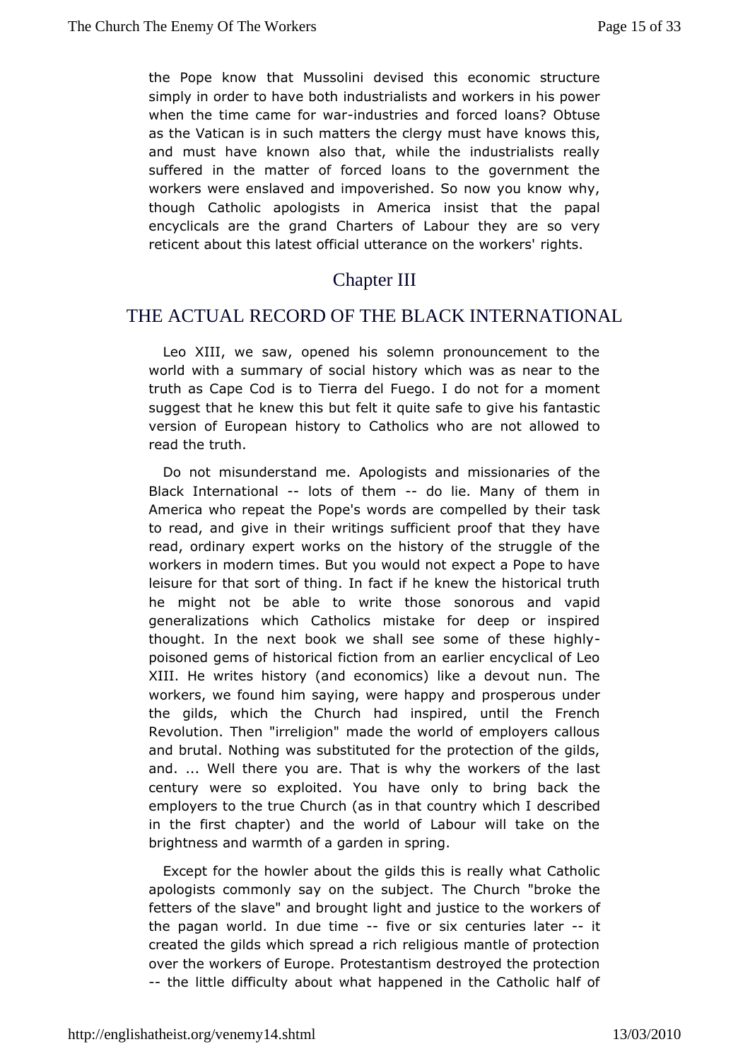the Pope know that Mussolini devised this economic structure simply in order to have both industrialists and workers in his power when the time came for war-industries and forced loans? Obtuse as the Vatican is in such matters the clergy must have knows this, and must have known also that, while the industrialists really suffered in the matter of forced loans to the government the workers were enslaved and impoverished. So now you know why, though Catholic apologists in America insist that the papal encyclicals are the grand Charters of Labour they are so very reticent about this latest official utterance on the workers' rights.

## Chapter III

# THE ACTUAL RECORD OF THE BLACK INTERNATIONAL

Leo XIII, we saw, opened his solemn pronouncement to the world with a summary of social history which was as near to the truth as Cape Cod is to Tierra del Fuego. I do not for a moment suggest that he knew this but felt it quite safe to give his fantastic version of European history to Catholics who are not allowed to read the truth.

Do not misunderstand me. Apologists and missionaries of the Black International -- lots of them -- do lie. Many of them in America who repeat the Pope's words are compelled by their task to read, and give in their writings sufficient proof that they have read, ordinary expert works on the history of the struggle of the workers in modern times. But you would not expect a Pope to have leisure for that sort of thing. In fact if he knew the historical truth he might not be able to write those sonorous and vapid generalizations which Catholics mistake for deep or inspired thought. In the next book we shall see some of these highly-poisoned gems of historical fiction from an earlier encyclical of Leo XIII. He writes history (and economics) like a devout nun. The workers, we found him saying, were happy and prosperous under the gilds, which the Church had inspired, until the French Revolution. Then "irreligion" made the world of employers callous and brutal. Nothing was substituted for the protection of the gilds, and. ... Well there you are. That is why the workers of the last century were so exploited. You have only to bring back the employers to the true Church (as in that country which I described in the first chapter) and the world of Labour will take on the brightness and warmth of a garden in spring.

Except for the howler about the gilds this is really what Catholic apologists commonly say on the subject. The Church "broke the fetters of the slave" and brought light and justice to the workers of the pagan world. In due time -- five or six centuries later -- it created the gilds which spread a rich religious mantle of protection over the workers of Europe. Protestantism destroyed the protection -- the little difficulty about what happened in the Catholic half of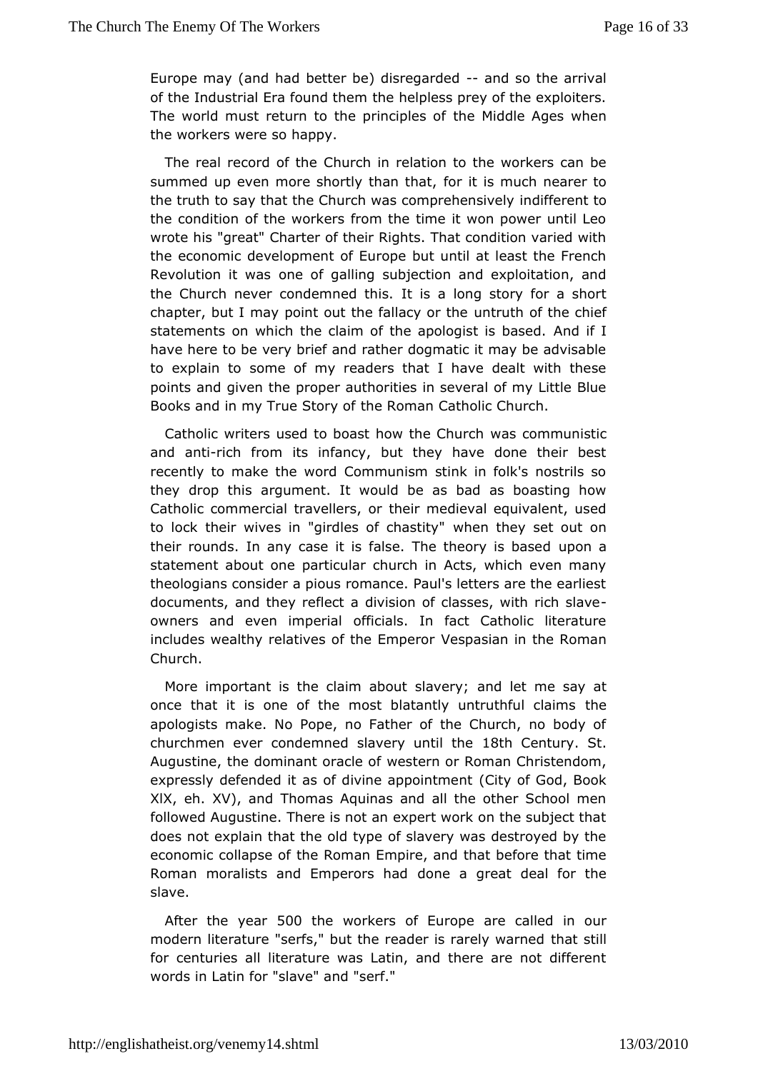Europe may (and had better be) disregarded -- and so the arrival of the Industrial Era found them the helpless prey of the exploiters. The world must return to the principles of the Middle Ages when the workers were so happy.

The real record of the Church in relation to the workers can be summed up even more shortly than that, for it is much nearer to the truth to say that the Church was comprehensively indifferent to the condition of the workers from the time it won power until Leo wrote his "great" Charter of their Rights. That condition varied with the economic development of Europe but until at least the French Revolution it was one of galling subjection and exploitation, and the Church never condemned this. It is a long story for a short chapter, but I may point out the fallacy or the untruth of the chief statements on which the claim of the apologist is based. And if I have here to be very brief and rather dogmatic it may be advisable to explain to some of my readers that I have dealt with these points and given the proper authorities in several of my Little Blue Books and in my True Story of the Roman Catholic Church.

Catholic writers used to boast how the Church was communistic and anti-rich from its infancy, but they have done their best recently to make the word Communism stink in folk's nostrils so they drop this argument. It would be as bad as boasting how Catholic commercial travellers, or their medieval equivalent, used to lock their wives in "girdles of chastity" when they set out on their rounds. In any case it is false. The theory is based upon a statement about one particular church in Acts, which even many theologians consider a pious romance. Paul's letters are the earliest documents, and they reflect a division of classes, with rich slave-owners and even imperial officials. In fact Catholic literature includes wealthy relatives of the Emperor Vespasian in the Roman Church.

More important is the claim about slavery; and let me say at once that it is one of the most blatantly untruthful claims the apologists make. No Pope, no Father of the Church, no body of churchmen ever condemned slavery until the 18th Century. St. Augustine, the dominant oracle of western or Roman Christendom, expressly defended it as of divine appointment (City of God, Book XIX, eh. XV), and Thomas Aquinas and all the other School men followed Augustine. There is not an expert work on the subject that does not explain that the old type of slavery was destroyed by the economic collapse of the Roman Empire, and that before that time Roman moralists and Emperors had done a great deal for the slave.

After the year 500 the workers of Europe are called in our modern literature "serfs," but the reader is rarely warned that still for centuries all literature was Latin, and there are not different words in Latin for "slave" and "serf."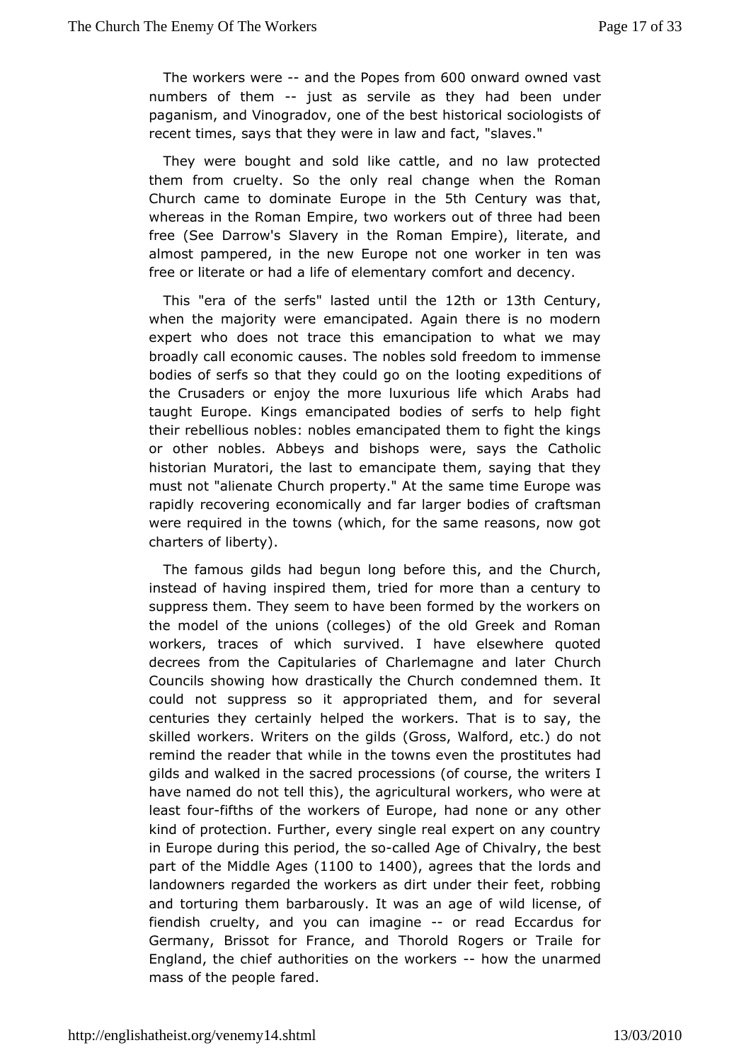The workers were -- and the Popes from 600 onward owned vast numbers of them -- just as servile as they had been under paganism, and Vinogradov, one of the best historical sociologists of recent times, says that they were in law and fact, "slaves."

They were bought and sold like cattle, and no law protected them from cruelty. So the only real change when the Roman Church came to dominate Europe in the 5th Century was that, whereas in the Roman Empire, two workers out of three had been free (See Darrow's Slavery in the Roman Empire), literate, and almost pampered, in the new Europe not one worker in ten was free or literate or had a life of elementary comfort and decency.

This "era of the serfs" lasted until the 12th or 13th Century, when the majority were emancipated. Again there is no modern expert who does not trace this emancipation to what we may broadly call economic causes. The nobles sold freedom to immense bodies of serfs so that they could go on the looting expeditions of the Crusaders or enjoy the more luxurious life which Arabs had taught Europe. Kings emancipated bodies of serfs to help fight their rebellious nobles: nobles emancipated them to fight the kings or other nobles. Abbeys and bishops were, says the Catholic historian Muratori, the last to emancipate them, saying that they must not "alienate Church property." At the same time Europe was rapidly recovering economically and far larger bodies of craftsman were required in the towns (which, for the same reasons, now got charters of liberty).

The famous gilds had begun long before this, and the Church, instead of having inspired them, tried for more than a century to suppress them. They seem to have been formed by the workers on the model of the unions (colleges) of the old Greek and Roman workers, traces of which survived. I have elsewhere quoted decrees from the Capitularies of Charlemagne and later Church Councils showing how drastically the Church condemned them. It could not suppress so it appropriated them, and for several centuries they certainly helped the workers. That is to say, the skilled workers. Writers on the gilds (Gross, Walford, etc.) do not remind the reader that while in the towns even the prostitutes had gilds and walked in the sacred processions (of course, the writers I have named do not tell this), the agricultural workers, who were at least four-fifths of the workers of Europe, had none or any other kind of protection. Further, every single real expert on any country in Europe during this period, the so-called Age of Chivalry, the best part of the Middle Ages (1100 to 1400), agrees that the lords and landowners regarded the workers as dirt under their feet, robbing and torturing them barbarously. It was an age of wild license, of fiendish cruelty, and you can imagine -- or read Eccardus for Germany, Brissot for France, and Thorold Rogers or Traile for England, the chief authorities on the workers -- how the unarmed mass of the people fared.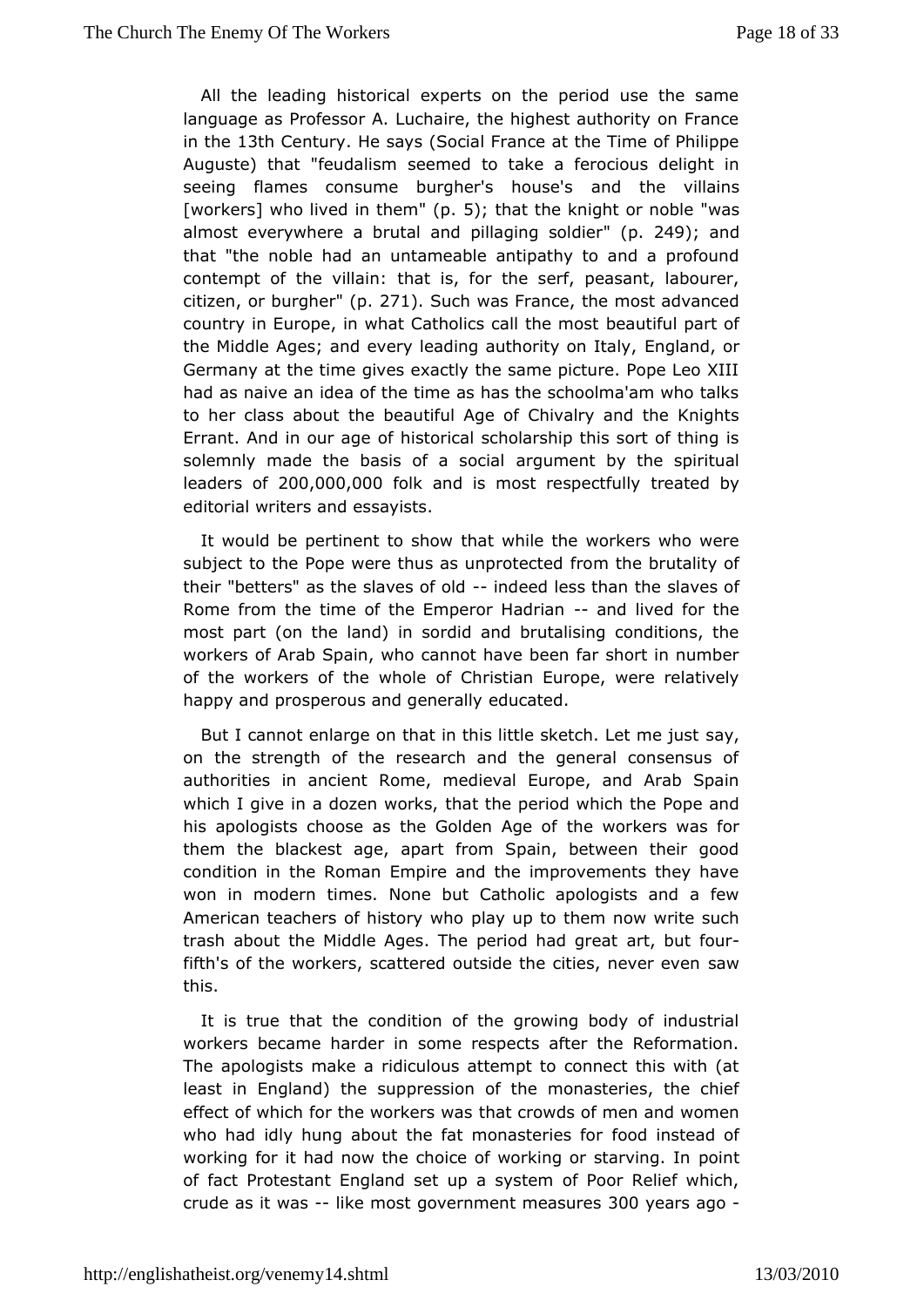All the leading historical experts on the period use the same language as Professor A. Luchaire, the highest authority on France in the 13th Century. He says (Social France at the Time of Philippe Auguste) that "feudalism seemed to take a ferocious delight in seeing flames consume burgher's house's and the villains [workers] who lived in them" (p. 5); that the knight or noble "was almost everywhere a brutal and pillaging soldier" (p. 249); and that "the noble had an untameable antipathy to and a profound contempt of the villain: that is, for the serf, peasant, labourer, citizen, or burgher" (p. 271). Such was France, the most advanced country in Europe, in what Catholics call the most beautiful part of the Middle Ages; and every leading authority on Italy, England, or Germany at the time gives exactly the same picture. Pope Leo XIII had as naive an idea of the time as has the schoolma'am who talks to her class about the beautiful Age of Chivalry and the Knights Errant. And in our age of historical scholarship this sort of thing is solemnly made the basis of a social argument by the spiritual leaders of 200,000,000 folk and is most respectfully treated by editorial writers and essayists.

It would be pertinent to show that while the workers who were subject to the Pope were thus as unprotected from the brutality of their "betters" as the slaves of old -- indeed less than the slaves of Rome from the time of the Emperor Hadrian -- and lived for the most part (on the land) in sordid and brutalising conditions, the workers of Arab Spain, who cannot have been far short in number of the workers of the whole of Christian Europe, were relatively happy and prosperous and generally educated.

But I cannot enlarge on that in this little sketch. Let me just say, on the strength of the research and the general consensus of authorities in ancient Rome, medieval Europe, and Arab Spain which I give in a dozen works, that the period which the Pope and his apologists choose as the Golden Age of the workers was for them the blackest age, apart from Spain, between their good condition in the Roman Empire and the improvements they have won in modern times. None but Catholic apologists and a few American teachers of history who play up to them now write such trash about the Middle Ages. The period had great art, but four-fifth's of the workers, scattered outside the cities, never even saw this.

It is true that the condition of the growing body of industrial workers became harder in some respects after the Reformation. The apologists make a ridiculous attempt to connect this with (at least in England) the suppression of the monasteries, the chief effect of which for the workers was that crowds of men and women who had idly hung about the fat monasteries for food instead of working for it had now the choice of working or starving. In point of fact Protestant England set up a system of Poor Relief which, crude as it was -- like most government measures 300 years ago -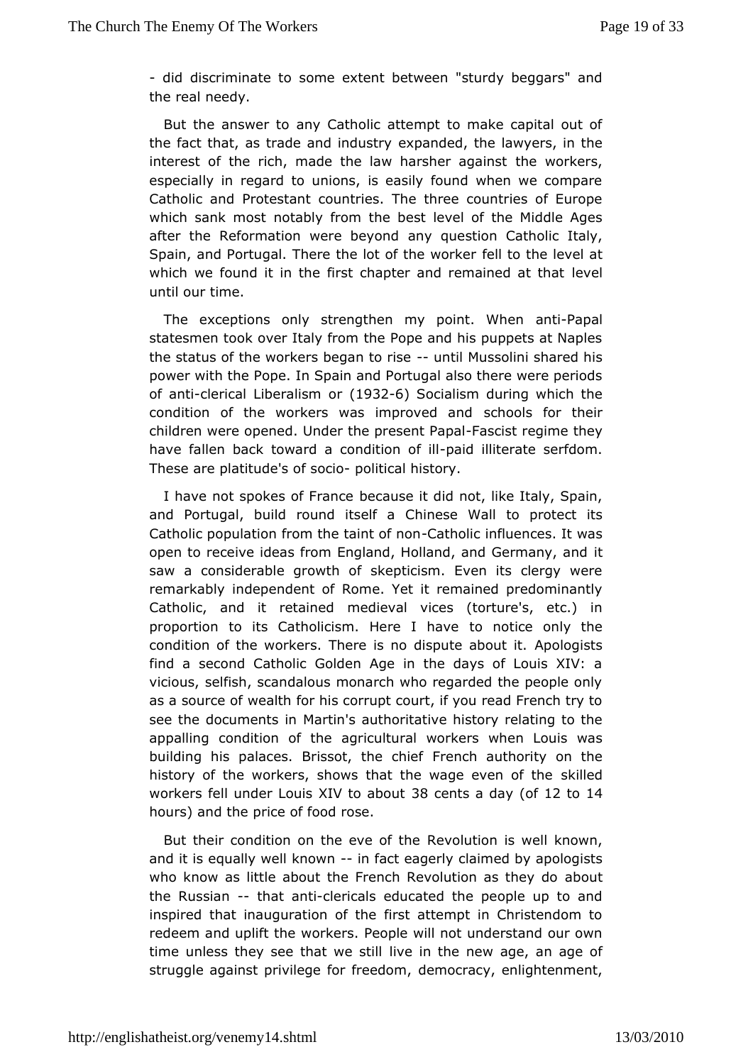- did discriminate to some extent between "sturdy beggars" and the real needy.

But the answer to any Catholic attempt to make capital out of the fact that, as trade and industry expanded, the lawyers, in the interest of the rich, made the law harsher against the workers, especially in regard to unions, is easily found when we compare Catholic and Protestant countries. The three countries of Europe which sank most notably from the best level of the Middle Ages after the Reformation were beyond any question Catholic Italy, Spain, and Portugal. There the lot of the worker fell to the level at which we found it in the first chapter and remained at that level until our time.

The exceptions only strengthen my point. When anti-Papal statesmen took over Italy from the Pope and his puppets at Naples the status of the workers began to rise -- until Mussolini shared his power with the Pope. In Spain and Portugal also there were periods of anti-clerical Liberalism or (1932-6) Socialism during which the condition of the workers was improved and schools for their children were opened. Under the present Papal-Fascist regime they have fallen back toward a condition of ill-paid illiterate serfdom. These are platitude's of socio- political history.

I have not spokes of France because it did not, like Italy, Spain, and Portugal, build round itself a Chinese Wall to protect its Catholic population from the taint of non-Catholic influences. It was open to receive ideas from England, Holland, and Germany, and it saw a considerable growth of skepticism. Even its clergy were remarkably independent of Rome. Yet it remained predominantly Catholic, and it retained medieval vices (torture's, etc.) in proportion to its Catholicism. Here I have to notice only the condition of the workers. There is no dispute about it. Apologists find a second Catholic Golden Age in the days of Louis XIV: a vicious, selfish, scandalous monarch who regarded the people only as a source of wealth for his corrupt court, if you read French try to see the documents in Martin's authoritative history relating to the appalling condition of the agricultural workers when Louis was building his palaces. Brissot, the chief French authority on the history of the workers, shows that the wage even of the skilled workers fell under Louis XIV to about 38 cents a day (of 12 to 14 hours) and the price of food rose.

But their condition on the eve of the Revolution is well known, and it is equally well known -- in fact eagerly claimed by apologists who know as little about the French Revolution as they do about the Russian -- that anti-clericals educated the people up to and inspired that inauguration of the first attempt in Christendom to redeem and uplift the workers. People will not understand our own time unless they see that we still live in the new age, an age of struggle against privilege for freedom, democracy, enlightenment,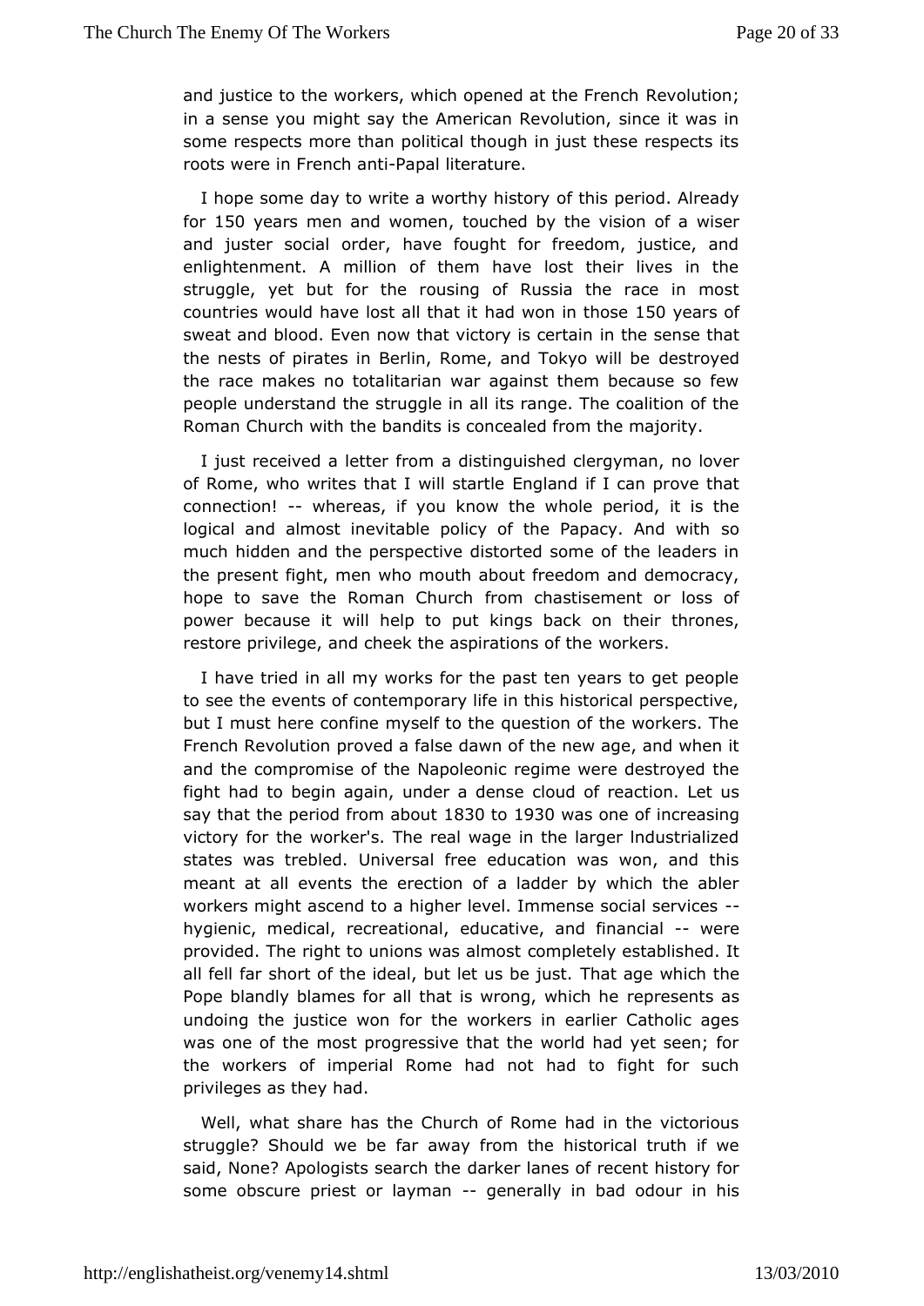and justice to the workers, which opened at the French Revolution; in a sense you might say the American Revolution, since it was in some respects more than political though in just these respects its roots were in French anti-Papal literature.

I hope some day to write a worthy history of this period. Already for 150 years men and women, touched by the vision of a wiser and juster social order, have fought for freedom, justice, and enlightenment. A million of them have lost their lives in the struggle, yet but for the rousing of Russia the race in most countries would have lost all that it had won in those 150 years of sweat and blood. Even now that victory is certain in the sense that the nests of pirates in Berlin, Rome, and Tokyo will be destroyed the race makes no totalitarian war against them because so few people understand the struggle in all its range. The coalition of the Roman Church with the bandits is concealed from the majority.

I just received a letter from a distinguished clergyman, no lover of Rome, who writes that I will startle England if I can prove that connection! -- whereas, if you know the whole period, it is the logical and almost inevitable policy of the Papacy. And with so much hidden and the perspective distorted some of the leaders in the present fight, men who mouth about freedom and democracy, hope to save the Roman Church from chastisement or loss of power because it will help to put kings back on their thrones, restore privilege, and cheek the aspirations of the workers.

I have tried in all my works for the past ten years to get people to see the events of contemporary life in this historical perspective, but I must here confine myself to the question of the workers. The French Revolution proved a false dawn of the new age, and when it and the compromise of the Napoleonic regime were destroyed the fight had to begin again, under a dense cloud of reaction. Let us say that the period from about 1830 to 1930 was one of increasing victory for the worker's. The real wage in the larger lndustrialized states was trebled. Universal free education was won, and this meant at all events the erection of a ladder by which the abler workers might ascend to a higher level. Immense social services -- hygienic, medical, recreational, educative, and financial -- were provided. The right to unions was almost completely established. It all fell far short of the ideal, but let us be just. That age which the Pope blandly blames for all that is wrong, which he represents as undoing the justice won for the workers in earlier Catholic ages was one of the most progressive that the world had yet seen; for the workers of imperial Rome had not had to fight for such privileges as they had.

Well, what share has the Church of Rome had in the victorious struggle? Should we be far away from the historical truth if we said, None? Apologists search the darker lanes of recent history for some obscure priest or layman -- generally in bad odour in his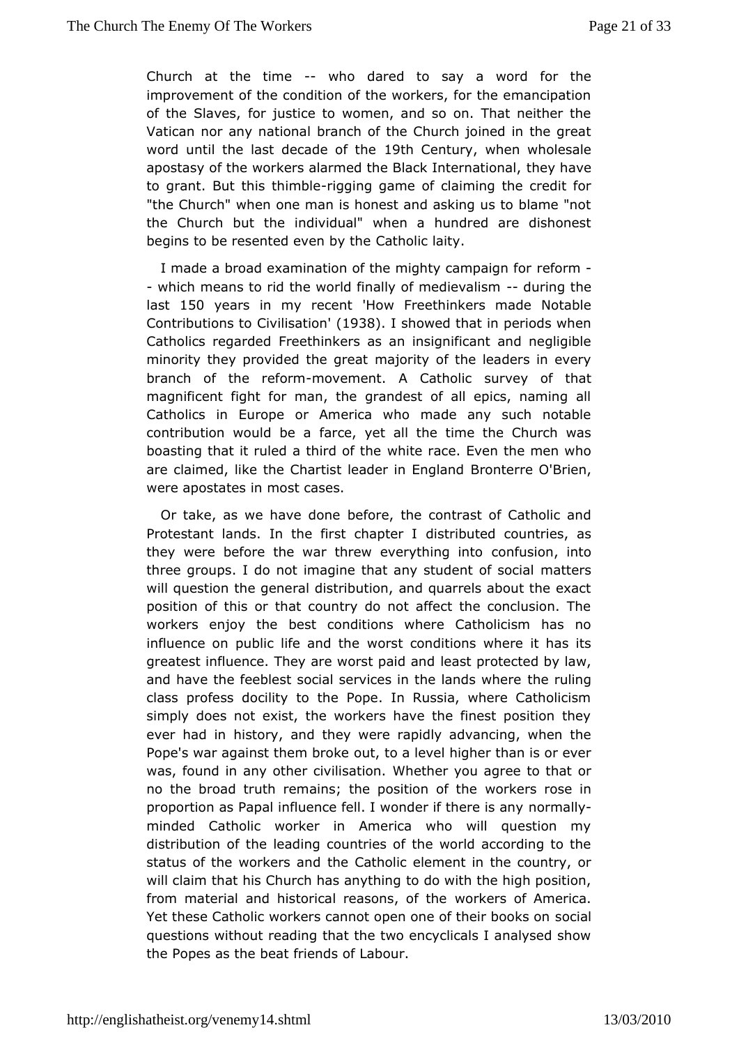Church at the time -- who dared to say a word for the improvement of the condition of the workers, for the emancipation of the Slaves, for justice to women, and so on. That neither the Vatican nor any national branch of the Church joined in the great word until the last decade of the 19th Century, when wholesale apostasy of the workers alarmed the Black International, they have to grant. But this thimble-rigging game of claiming the credit for "the Church" when one man is honest and asking us to blame "not the Church but the individual" when a hundred are dishonest begins to be resented even by the Catholic laity.

I made a broad examination of the mighty campaign for reform -- which means to rid the world finally of medievalism -- during the last 150 years in my recent 'How Freethinkers made Notable Contributions to Civilisation' (1938). I showed that in periods when Catholics regarded Freethinkers as an insignificant and negligible minority they provided the great majority of the leaders in every branch of the reform-movement. A Catholic survey of that magnificent fight for man, the grandest of all epics, naming all Catholics in Europe or America who made any such notable contribution would be a farce, yet all the time the Church was boasting that it ruled a third of the white race. Even the men who are claimed, like the Chartist leader in England Bronterre O'Brien, were apostates in most cases.

Or take, as we have done before, the contrast of Catholic and Protestant lands. In the first chapter I distributed countries, as they were before the war threw everything into confusion, into three groups. I do not imagine that any student of social matters will question the general distribution, and quarrels about the exact position of this or that country do not affect the conclusion. The workers enjoy the best conditions where Catholicism has no influence on public life and the worst conditions where it has its greatest influence. They are worst paid and least protected by law, and have the feeblest social services in the lands where the ruling class profess docility to the Pope. In Russia, where Catholicism simply does not exist, the workers have the finest position they ever had in history, and they were rapidly advancing, when the Pope's war against them broke out, to a level higher than is or ever was, found in any other civilisation. Whether you agree to that or no the broad truth remains; the position of the workers rose in proportion as Papal influence fell. I wonder if there is any normally-minded Catholic worker in America who will question my distribution of the leading countries of the world according to the status of the workers and the Catholic element in the country, or will claim that his Church has anything to do with the high position, from material and historical reasons, of the workers of America. Yet these Catholic workers cannot open one of their books on social questions without reading that the two encyclicals I analysed show the Popes as the beat friends of Labour.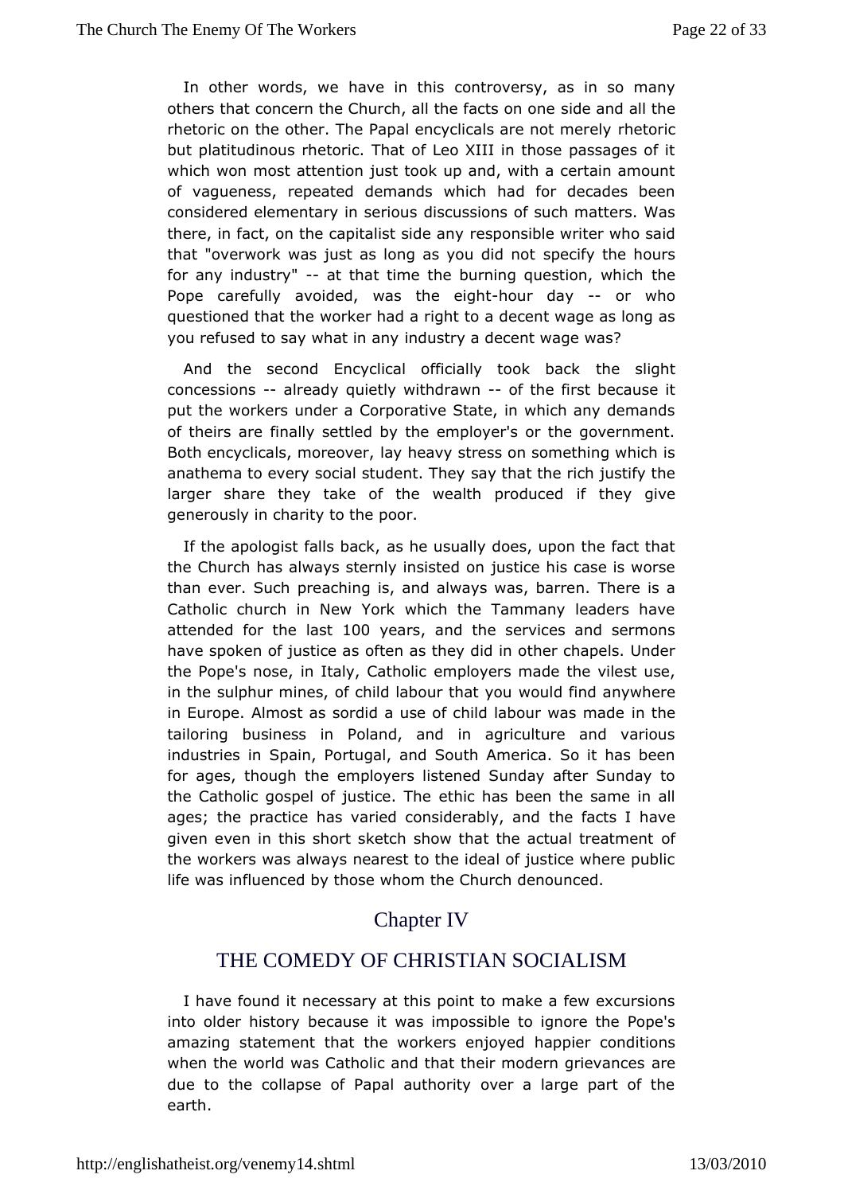In other words, we have in this controversy, as in so many others that concern the Church, all the facts on one side and all the rhetoric on the other. The Papal encyclicals are not merely rhetoric but platitudinous rhetoric. That of Leo XIII in those passages of it which won most attention just took up and, with a certain amount of vagueness, repeated demands which had for decades been considered elementary in serious discussions of such matters. Was there, in fact, on the capitalist side any responsible writer who said that "overwork was just as long as you did not specify the hours for any industry" -- at that time the burning question, which the Pope carefully avoided, was the eight-hour day -- or who questioned that the worker had a right to a decent wage as long as you refused to say what in any industry a decent wage was?

And the second Encyclical officially took back the slight concessions -- already quietly withdrawn -- of the first because it put the workers under a Corporative State, in which any demands of theirs are finally settled by the employer's or the government. Both encyclicals, moreover, lay heavy stress on something which is anathema to every social student. They say that the rich justify the larger share they take of the wealth produced if they give generously in charity to the poor.

If the apologist falls back, as he usually does, upon the fact that the Church has always sternly insisted on justice his case is worse than ever. Such preaching is, and always was, barren. There is a Catholic church in New York which the Tammany leaders have attended for the last 100 years, and the services and sermons have spoken of justice as often as they did in other chapels. Under the Pope's nose, in Italy, Catholic employers made the vilest use, in the sulphur mines, of child labour that you would find anywhere in Europe. Almost as sordid a use of child labour was made in the tailoring business in Poland, and in agriculture and various industries in Spain, Portugal, and South America. So it has been for ages, though the employers listened Sunday after Sunday to the Catholic gospel of justice. The ethic has been the same in all ages; the practice has varied considerably, and the facts I have given even in this short sketch show that the actual treatment of the workers was always nearest to the ideal of justice where public life was influenced by those whom the Church denounced.

## Chapter IV

## THE COMEDY OF CHRISTIAN SOCIALISM

I have found it necessary at this point to make a few excursions into older history because it was impossible to ignore the Pope's amazing statement that the workers enjoyed happier conditions when the world was Catholic and that their modern grievances are due to the collapse of Papal authority over a large part of the earth.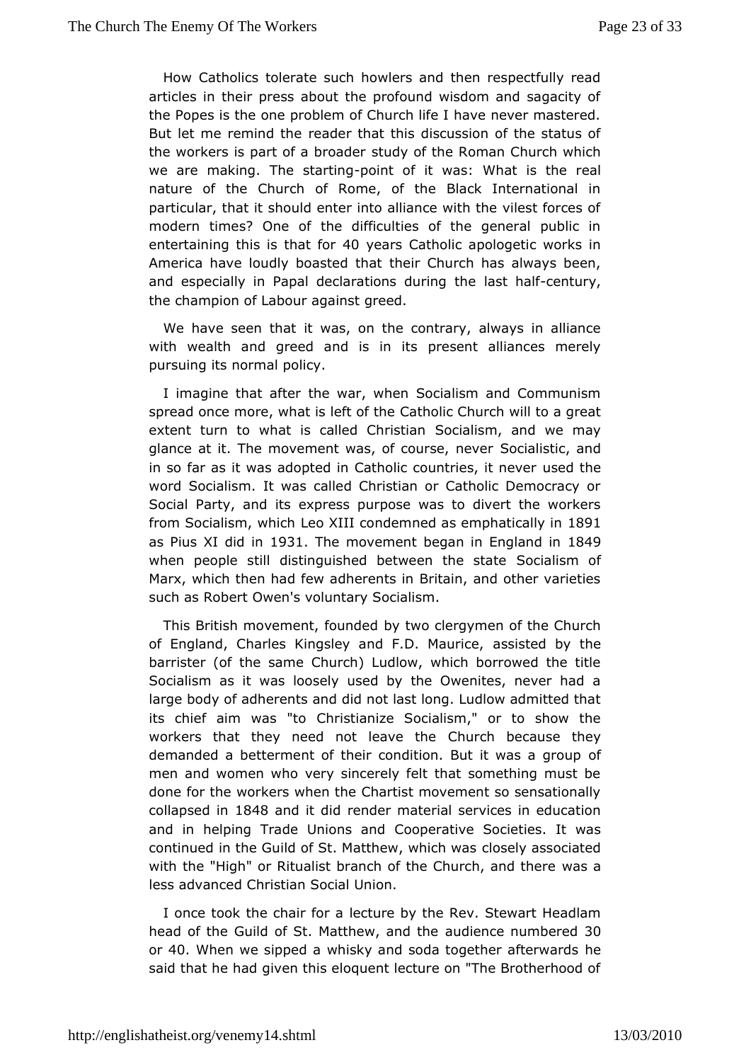How Catholics tolerate such howlers and then respectfully read articles in their press about the profound wisdom and sagacity of the Popes is the one problem of Church life I have never mastered. But let me remind the reader that this discussion of the status of the workers is part of a broader study of the Roman Church which we are making. The starting-point of it was: What is the real nature of the Church of Rome, of the Black International in particular, that it should enter into alliance with the vilest forces of modern times? One of the difficulties of the general public in entertaining this is that for 40 years Catholic apologetic works in America have loudly boasted that their Church has always been, and especially in Papal declarations during the last half-century, the champion of Labour against greed.

We have seen that it was, on the contrary, always in alliance with wealth and greed and is in its present alliances merely pursuing its normal policy.

I imagine that after the war, when Socialism and Communism spread once more, what is left of the Catholic Church will to a great extent turn to what is called Christian Socialism, and we may glance at it. The movement was, of course, never Socialistic, and in so far as it was adopted in Catholic countries, it never used the word Socialism. It was called Christian or Catholic Democracy or Social Party, and its express purpose was to divert the workers from Socialism, which Leo XIII condemned as emphatically in 1891 as Pius XI did in 1931. The movement began in England in 1849 when people still distinguished between the state Socialism of Marx, which then had few adherents in Britain, and other varieties such as Robert Owen's voluntary Socialism.

This British movement, founded by two clergymen of the Church of England, Charles Kingsley and F.D. Maurice, assisted by the barrister (of the same Church) Ludlow, which borrowed the title Socialism as it was loosely used by the Owenites, never had a large body of adherents and did not last long. Ludlow admitted that its chief aim was "to Christianize Socialism," or to show the workers that they need not leave the Church because they demanded a betterment of their condition. But it was a group of men and women who very sincerely felt that something must be done for the workers when the Chartist movement so sensationally collapsed in 1848 and it did render material services in education and in helping Trade Unions and Cooperative Societies. It was continued in the Guild of St. Matthew, which was closely associated with the "High" or Ritualist branch of the Church, and there was a less advanced Christian Social Union.

I once took the chair for a lecture by the Rev. Stewart Headlam head of the Guild of St. Matthew, and the audience numbered 30 or 40. When we sipped a whisky and soda together afterwards he said that he had given this eloquent lecture on "The Brotherhood of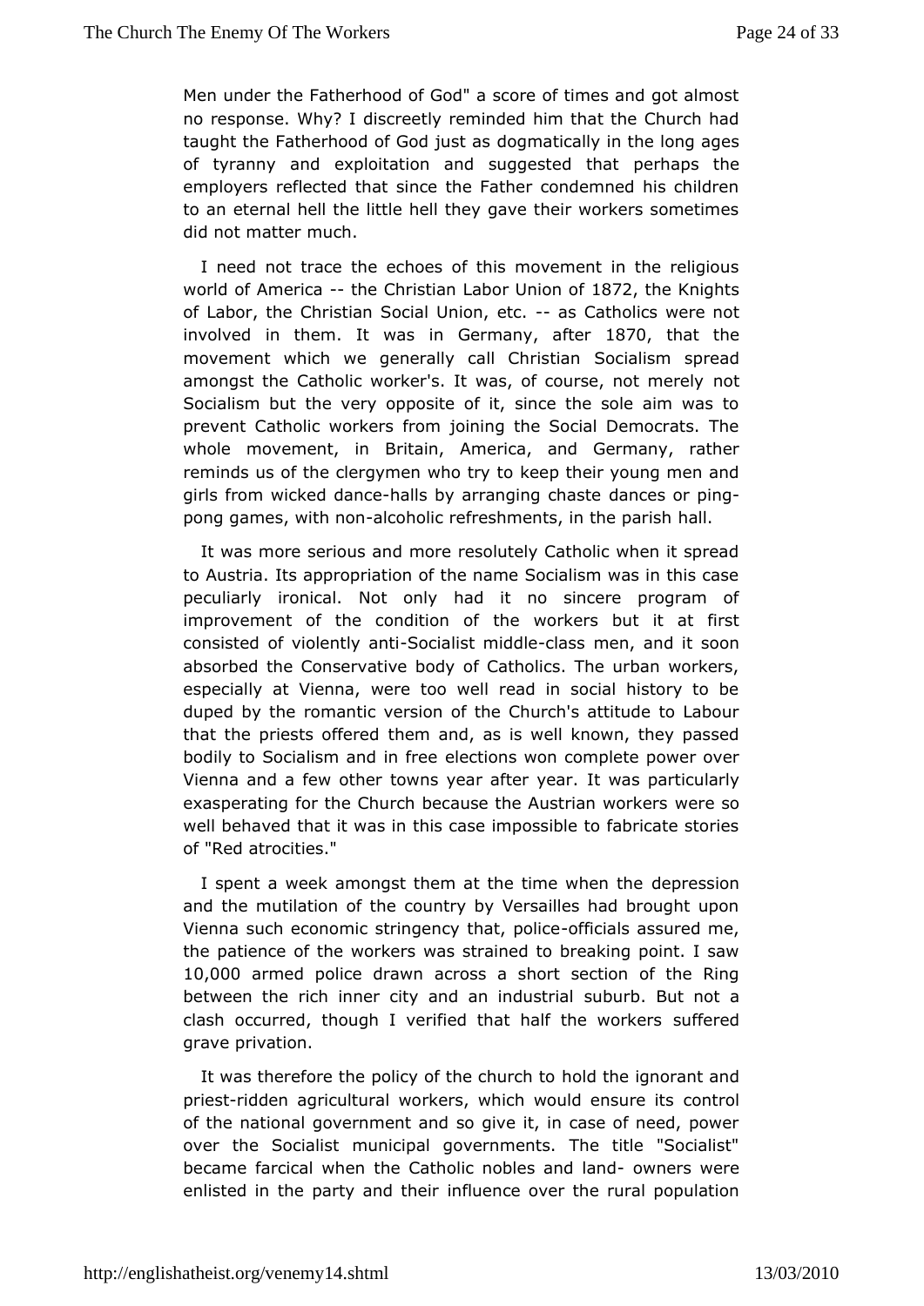Men under the Fatherhood of God" a score of times and got almost no response. Why? I discreetly reminded him that the Church had taught the Fatherhood of God just as dogmatically in the long ages of tyranny and exploitation and suggested that perhaps the employers reflected that since the Father condemned his children to an eternal hell the little hell they gave their workers sometimes did not matter much.

I need not trace the echoes of this movement in the religious world of America -- the Christian Labor Union of 1872, the Knights of Labor, the Christian Social Union, etc. -- as Catholics were not involved in them. It was in Germany, after 1870, that the movement which we generally call Christian Socialism spread amongst the Catholic worker's. It was, of course, not merely not Socialism but the very opposite of it, since the sole aim was to prevent Catholic workers from joining the Social Democrats. The whole movement, in Britain, America, and Germany, rather reminds us of the clergymen who try to keep their young men and girls from wicked dance-halls by arranging chaste dances or ping-pong games, with non-alcoholic refreshments, in the parish hall.

It was more serious and more resolutely Catholic when it spread to Austria. Its appropriation of the name Socialism was in this case peculiarly ironical. Not only had it no sincere program of improvement of the condition of the workers but it at first consisted of violently anti-Socialist middle-class men, and it soon absorbed the Conservative body of Catholics. The urban workers, especially at Vienna, were too well read in social history to be duped by the romantic version of the Church's attitude to Labour that the priests offered them and, as is well known, they passed bodily to Socialism and in free elections won complete power over Vienna and a few other towns year after year. It was particularly exasperating for the Church because the Austrian workers were so well behaved that it was in this case impossible to fabricate stories of "Red atrocities."

I spent a week amongst them at the time when the depression and the mutilation of the country by Versailles had brought upon Vienna such economic stringency that, police-officials assured me, the patience of the workers was strained to breaking point. I saw 10,000 armed police drawn across a short section of the Ring between the rich inner city and an industrial suburb. But not a clash occurred, though I verified that half the workers suffered grave privation.

It was therefore the policy of the church to hold the ignorant and priest-ridden agricultural workers, which would ensure its control of the national government and so give it, in case of need, power over the Socialist municipal governments. The title "Socialist" became farcical when the Catholic nobles and land- owners were enlisted in the party and their influence over the rural population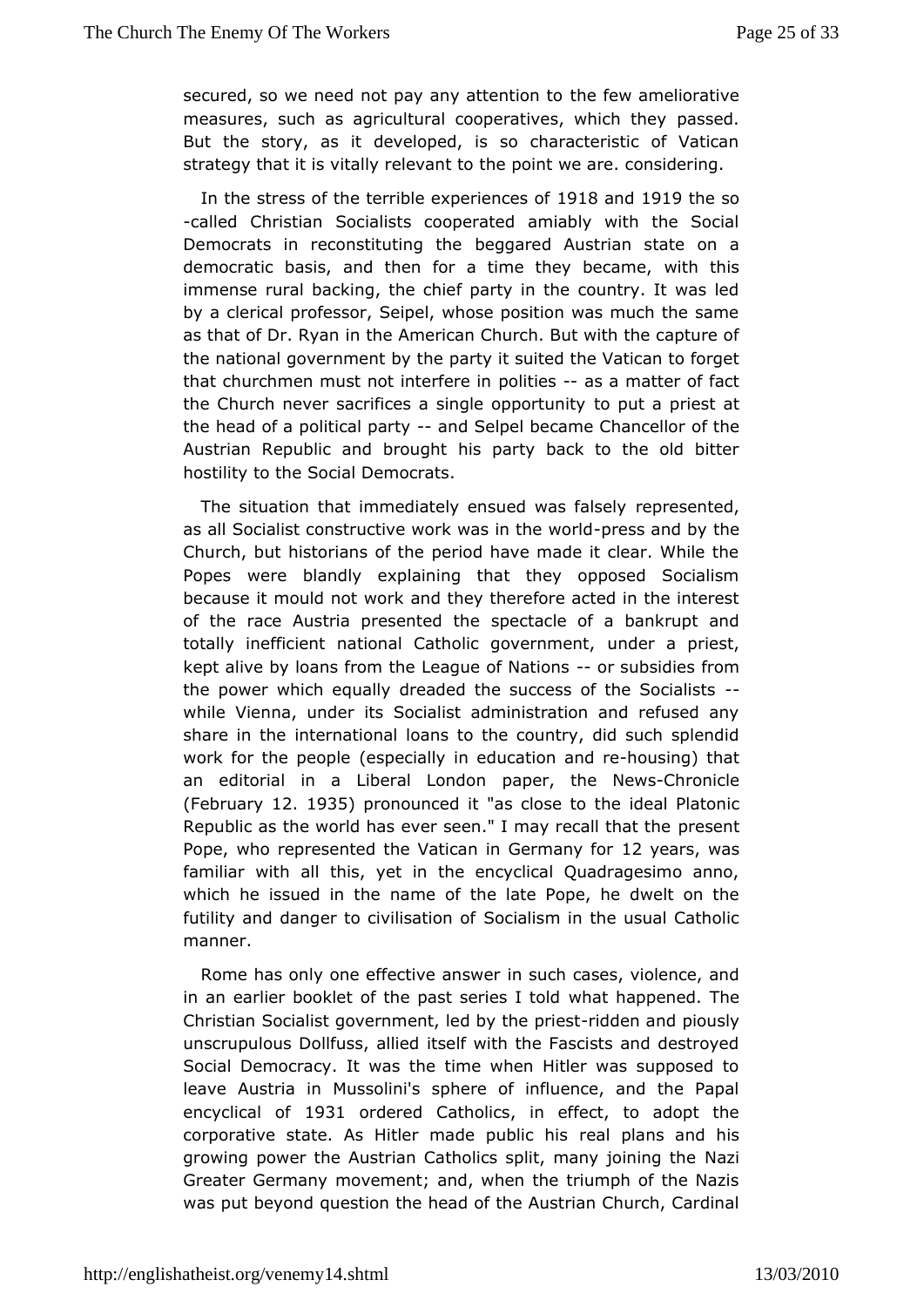secured, so we need not pay any attention to the few ameliorative measures, such as agricultural cooperatives, which they passed. But the story, as it developed, is so characteristic of Vatican strategy that it is vitally relevant to the point we are. considering.

In the stress of the terrible experiences of 1918 and 1919 the so-called Christian Socialists cooperated amiably with the Social Democrats in reconstituting the beggared Austrian state on a democratic basis, and then for a time they became, with this immense rural backing, the chief party in the country. It was led by a clerical professor, Seipel, whose position was much the same as that of Dr. Ryan in the American Church. But with the capture of the national government by the party it suited the Vatican to forget that churchmen must not interfere in politics -- as a matter of fact the Church never sacrifices a single opportunity to put a priest at the head of a political party -- and Selpel became Chancellor of the Austrian Republic and brought his party back to the old bitter hostility to the Social Democrats.

The situation that immediately ensued was falsely represented, as all Socialist constructive work was in the world-press and by the Church, but historians of the period have made it clear. While the Popes were blandly explaining that they opposed Socialism because it mould not work and they therefore acted in the interest of the race Austria presented the spectacle of a bankrupt and totally inefficient national Catholic government, under a priest, kept alive by loans from the League of Nations -- or subsidies from the power which equally dreaded the success of the Socialists -- while Vienna, under its Socialist administration and refused any share in the international loans to the country, did such splendid work for the people (especially in education and re-housing) that an editorial in a Liberal London paper, the News-Chronicle (February 12. 1935) pronounced it "as close to the ideal Platonic Republic as the world has ever seen." I may recall that the present Pope, who represented the Vatican in Germany for 12 years, was familiar with all this, yet in the encyclical Quadragesimo anno, which he issued in the name of the late Pope, he dwelt on the futility and danger to civilisation of Socialism in the usual Catholic manner.

Rome has only one effective answer in such cases, violence, and in an earlier booklet of the past series I told what happened. The Christian Socialist government, led by the priest-ridden and piously unscrupulous Dollfuss, allied itself with the Fascists and destroyed Social Democracy. It was the time when Hitler was supposed to leave Austria in Mussolini's sphere of influence, and the Papal encyclical of 1931 ordered Catholics, in effect, to adopt the corporative state. As Hitler made public his real plans and his growing power the Austrian Catholics split, many joining the Nazi Greater Germany movement; and, when the triumph of the Nazis was put beyond question the head of the Austrian Church, Cardinal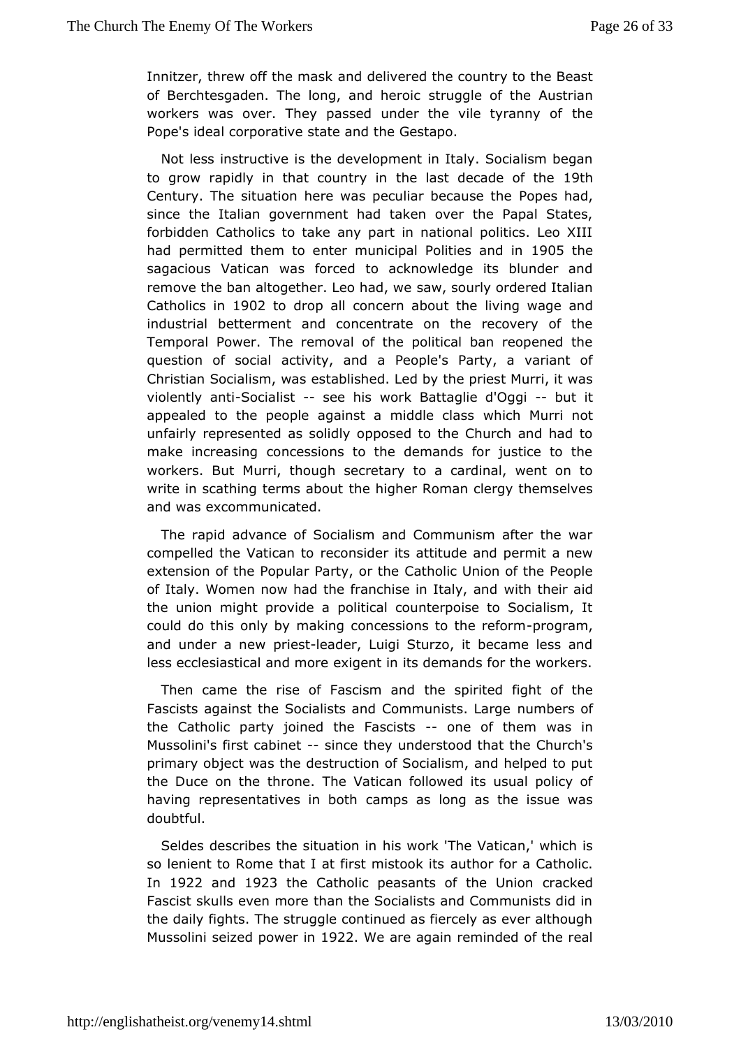Innitzer, threw off the mask and delivered the country to the Beast of Berchtesgaden. The long, and heroic struggle of the Austrian workers was over. They passed under the vile tyranny of the Pope's ideal corporative state and the Gestapo.

Not less instructive is the development in Italy. Socialism began to grow rapidly in that country in the last decade of the 19th Century. The situation here was peculiar because the Popes had, since the Italian government had taken over the Papal States, forbidden Catholics to take any part in national politics. Leo XIII had permitted them to enter municipal Polities and in 1905 the sagacious Vatican was forced to acknowledge its blunder and remove the ban altogether. Leo had, we saw, sourly ordered Italian Catholics in 1902 to drop all concern about the living wage and industrial betterment and concentrate on the recovery of the Temporal Power. The removal of the political ban reopened the question of social activity, and a People's Party, a variant of Christian Socialism, was established. Led by the priest Murri, it was violently anti-Socialist -- see his work Battaglie d'Oggi -- but it appealed to the people against a middle class which Murri not unfairly represented as solidly opposed to the Church and had to make increasing concessions to the demands for justice to the workers. But Murri, though secretary to a cardinal, went on to write in scathing terms about the higher Roman clergy themselves and was excommunicated.

The rapid advance of Socialism and Communism after the war compelled the Vatican to reconsider its attitude and permit a new extension of the Popular Party, or the Catholic Union of the People of Italy. Women now had the franchise in Italy, and with their aid the union might provide a political counterpoise to Socialism, It could do this only by making concessions to the reform-program, and under a new priest-leader, Luigi Sturzo, it became less and less ecclesiastical and more exigent in its demands for the workers.

Then came the rise of Fascism and the spirited fight of the Fascists against the Socialists and Communists. Large numbers of the Catholic party joined the Fascists -- one of them was in Mussolini's first cabinet -- since they understood that the Church's primary object was the destruction of Socialism, and helped to put the Duce on the throne. The Vatican followed its usual policy of having representatives in both camps as long as the issue was doubtful.

Seldes describes the situation in his work 'The Vatican,' which is so lenient to Rome that I at first mistook its author for a Catholic. In 1922 and 1923 the Catholic peasants of the Union cracked Fascist skulls even more than the Socialists and Communists did in the daily fights. The struggle continued as fiercely as ever although Mussolini seized power in 1922. We are again reminded of the real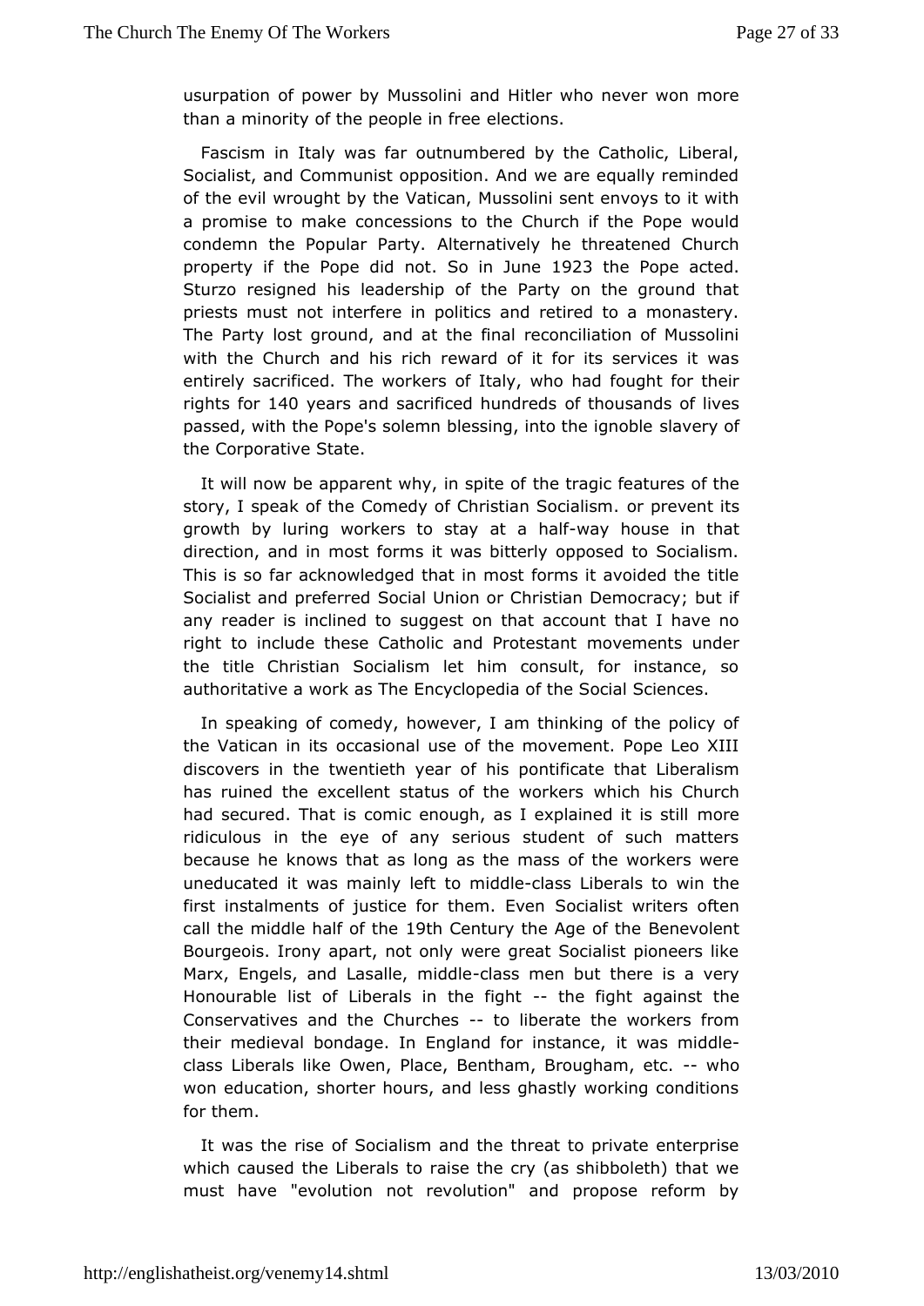usurpation of power by Mussolini and Hitler who never won more than a minority of the people in free elections.

Fascism in Italy was far outnumbered by the Catholic, Liberal, Socialist, and Communist opposition. And we are equally reminded of the evil wrought by the Vatican, Mussolini sent envoys to it with a promise to make concessions to the Church if the Pope would condemn the Popular Party. Alternatively he threatened Church property if the Pope did not. So in June 1923 the Pope acted. Sturzo resigned his leadership of the Party on the ground that priests must not interfere in politics and retired to a monastery. The Party lost ground, and at the final reconciliation of Mussolini with the Church and his rich reward of it for its services it was entirely sacrificed. The workers of Italy, who had fought for their rights for 140 years and sacrificed hundreds of thousands of lives passed, with the Pope's solemn blessing, into the ignoble slavery of the Corporative State.

It will now be apparent why, in spite of the tragic features of the story, I speak of the Comedy of Christian Socialism. or prevent its growth by luring workers to stay at a half-way house in that direction, and in most forms it was bitterly opposed to Socialism. This is so far acknowledged that in most forms it avoided the title Socialist and preferred Social Union or Christian Democracy; but if any reader is inclined to suggest on that account that I have no right to include these Catholic and Protestant movements under the title Christian Socialism let him consult, for instance, so authoritative a work as The Encyclopedia of the Social Sciences.

In speaking of comedy, however, I am thinking of the policy of the Vatican in its occasional use of the movement. Pope Leo XIII discovers in the twentieth year of his pontificate that Liberalism has ruined the excellent status of the workers which his Church had secured. That is comic enough, as I explained it is still more ridiculous in the eye of any serious student of such matters because he knows that as long as the mass of the workers were uneducated it was mainly left to middle-class Liberals to win the first instalments of justice for them. Even Socialist writers often call the middle half of the 19th Century the Age of the Benevolent Bourgeois. Irony apart, not only were great Socialist pioneers like Marx, Engels, and Lasalle, middle-class men but there is a very Honourable list of Liberals in the fight -- the fight against the Conservatives and the Churches -- to liberate the workers from their medieval bondage. In England for instance, it was middle-class Liberals like Owen, Place, Bentham, Brougham, etc. -- who won education, shorter hours, and less ghastly working conditions for them.

It was the rise of Socialism and the threat to private enterprise which caused the Liberals to raise the cry (as shibboleth) that we must have "evolution not revolution" and propose reform by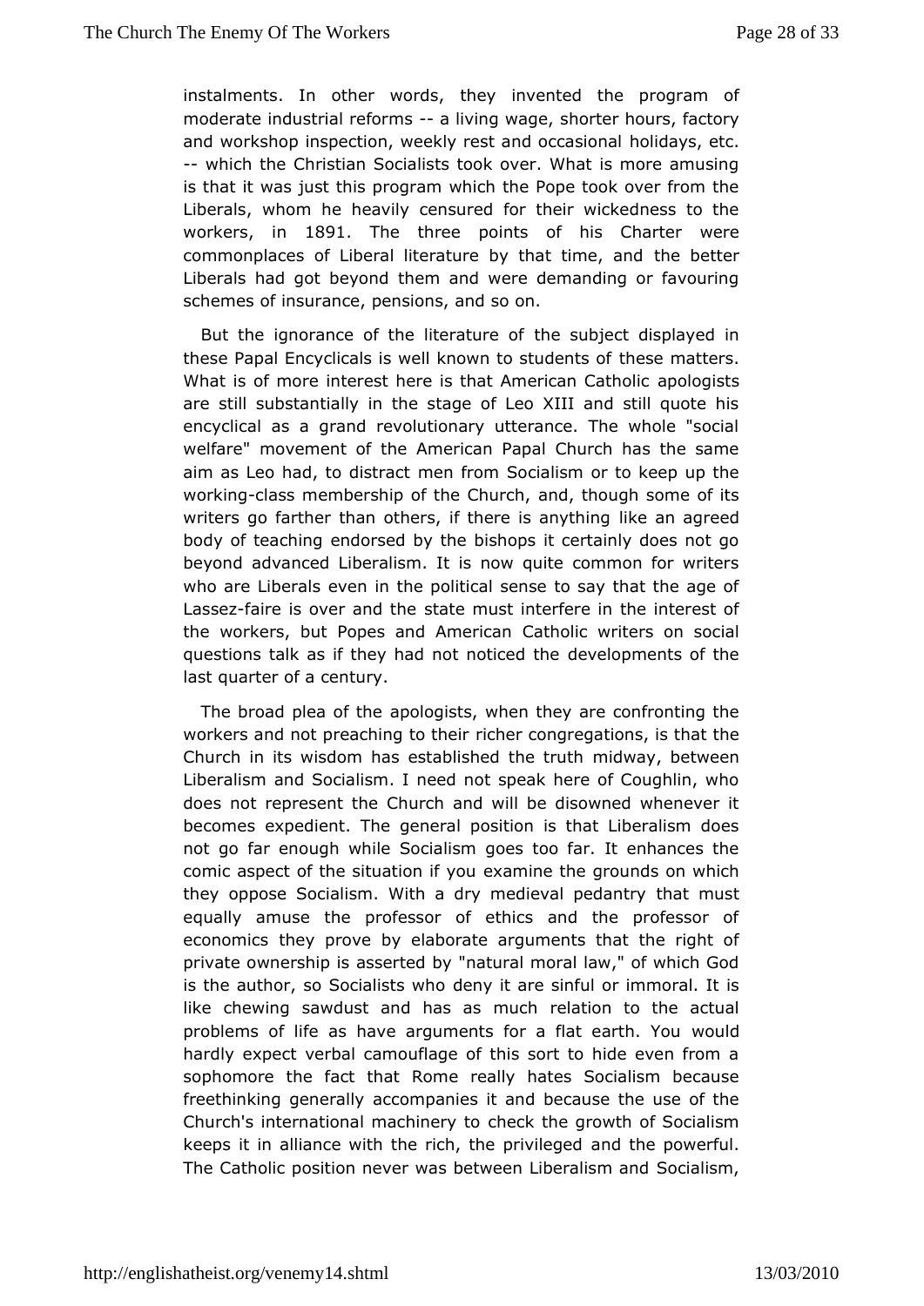instalments. In other words, they invented the program of moderate industrial reforms -- a living wage, shorter hours, factory and workshop inspection, weekly rest and occasional holidays, etc. -- which the Christian Socialists took over. What is more amusing is that it was just this program which the Pope took over from the Liberals, whom he heavily censured for their wickedness to the workers, in 1891. The three points of his Charter were commonplaces of Liberal literature by that time, and the better Liberals had got beyond them and were demanding or favouring schemes of insurance, pensions, and so on.

But the ignorance of the literature of the subject displayed in these Papal Encyclicals is well known to students of these matters. What is of more interest here is that American Catholic apologists are still substantially in the stage of Leo XIII and still quote his encyclical as a grand revolutionary utterance. The whole "social welfare" movement of the American Papal Church has the same aim as Leo had, to distract men from Socialism or to keep up the working-class membership of the Church, and, though some of its writers go farther than others, if there is anything like an agreed body of teaching endorsed by the bishops it certainly does not go beyond advanced Liberalism. It is now quite common for writers who are Liberals even in the political sense to say that the age of Lassez-faire is over and the state must interfere in the interest of the workers, but Popes and American Catholic writers on social questions talk as if they had not noticed the developments of the last quarter of a century.

The broad plea of the apologists, when they are confronting the workers and not preaching to their richer congregations, is that the Church in its wisdom has established the truth midway, between Liberalism and Socialism. I need not speak here of Coughlin, who does not represent the Church and will be disowned whenever it becomes expedient. The general position is that Liberalism does not go far enough while Socialism goes too far. It enhances the comic aspect of the situation if you examine the grounds on which they oppose Socialism. With a dry medieval pedantry that must equally amuse the professor of ethics and the professor of economics they prove by elaborate arguments that the right of private ownership is asserted by "natural moral law," of which God is the author, so Socialists who deny it are sinful or immoral. It is like chewing sawdust and has as much relation to the actual problems of life as have arguments for a flat earth. You would hardly expect verbal camouflage of this sort to hide even from a sophomore the fact that Rome really hates Socialism because freethinking generally accompanies it and because the use of the Church's international machinery to check the growth of Socialism keeps it in alliance with the rich, the privileged and the powerful. The Catholic position never was between Liberalism and Socialism,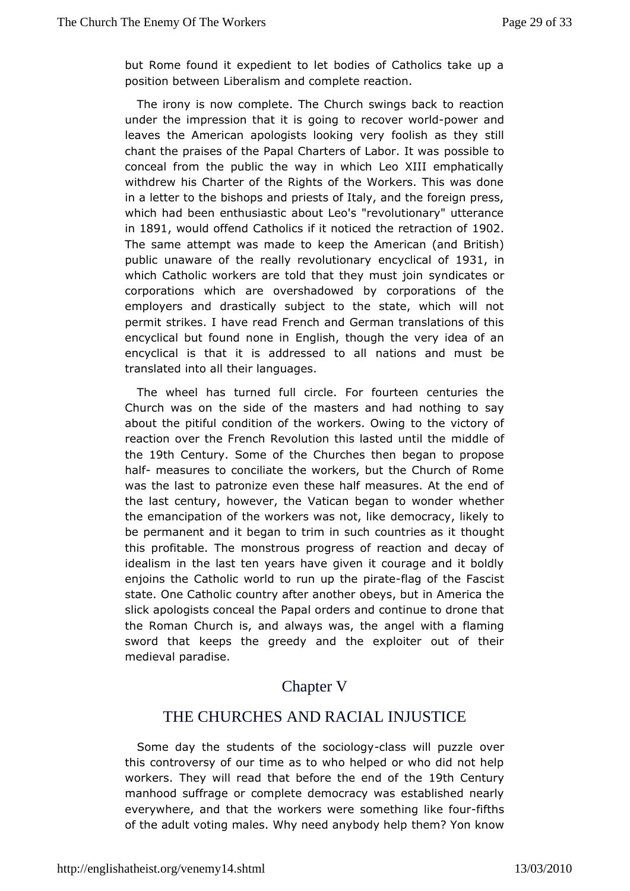but Rome found it expedient to let bodies of Catholics take up a position between Liberalism and complete reaction.

The irony is now complete. The Church swings back to reaction under the impression that it is going to recover world-power and leaves the American apologists looking very foolish as they still chant the praises of the Papal Charters of Labor. It was possible to conceal from the public the way in which Leo XIII emphatically withdrew his Charter of the Rights of the Workers. This was done in a letter to the bishops and priests of Italy, and the foreign press, which had been enthusiastic about Leo's "revolutionary" utterance in 1891, would offend Catholics if it noticed the retraction of 1902. The same attempt was made to keep the American (and British) public unaware of the really revolutionary encyclical of 1931, in which Catholic workers are told that they must join syndicates or corporations which are overshadowed by corporations of the employers and drastically subject to the state, which will not permit strikes. I have read French and German translations of this encyclical but found none in English, though the very idea of an encyclical is that it is addressed to all nations and must be translated into all their languages.

The wheel has turned full circle. For fourteen centuries the Church was on the side of the masters and had nothing to say about the pitiful condition of the workers. Owing to the victory of reaction over the French Revolution this lasted until the middle of the 19th Century. Some of the Churches then began to propose half- measures to conciliate the workers, but the Church of Rome was the last to patronize even these half measures. At the end of the last century, however, the Vatican began to wonder whether the emancipation of the workers was not, like democracy, likely to be permanent and it began to trim in such countries as it thought this profitable. The monstrous progress of reaction and decay of idealism in the last ten years have given it courage and it boldly enjoins the Catholic world to run up the pirate-flag of the Fascist state. One Catholic country after another obeys, but in America the slick apologists conceal the Papal orders and continue to drone that the Roman Church is, and always was, the angel with a flaming sword that keeps the greedy and the exploiter out of their medieval paradise.

# Chapter V

## THE CHURCHES AND RACIAL INJUSTICE

Some day the students of the sociology-class will puzzle over this controversy of our time as to who helped or who did not help workers. They will read that before the end of the 19th Century manhood suffrage or complete democracy was established nearly everywhere, and that the workers were something like four-fifths of the adult voting males. Why need anybody help them? Yon know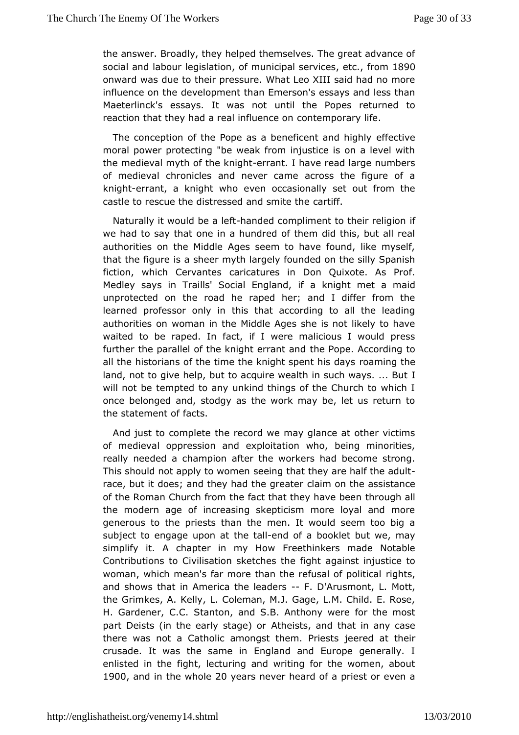the answer. Broadly, they helped themselves. The great advance of social and labour legislation, of municipal services, etc., from 1890 onward was due to their pressure. What Leo XIII said had no more influence on the development than Emerson's essays and less than Maeterlinck's essays. It was not until the Popes returned to reaction that they had a real influence on contemporary life.

The conception of the Pope as a beneficent and highly effective moral power protecting "be weak from injustice is on a level with the medieval myth of the knight-errant. I have read large numbers of medieval chronicles and never came across the figure of a knight-errant, a knight who even occasionally set out from the castle to rescue the distressed and smite the cartiff.

Naturally it would be a left-handed compliment to their religion if we had to say that one in a hundred of them did this, but all real authorities on the Middle Ages seem to have found, like myself, that the figure is a sheer myth largely founded on the silly Spanish fiction, which Cervantes caricatures in Don Quixote. As Prof. Medley says in Traills' Social England, if a knight met a maid unprotected on the road he raped her; and I differ from the learned professor only in this that according to all the leading authorities on woman in the Middle Ages she is not likely to have waited to be raped. In fact, if I were malicious I would press further the parallel of the knight errant and the Pope. According to all the historians of the time the knight spent his days roaming the land, not to give help, but to acquire wealth in such ways. ... But I will not be tempted to any unkind things of the Church to which I once belonged and, stodgy as the work may be, let us return to the statement of facts.

And just to complete the record we may glance at other victims of medieval oppression and exploitation who, being minorities, really needed a champion after the workers had become strong. This should not apply to women seeing that they are half the adult-race, but it does; and they had the greater claim on the assistance of the Roman Church from the fact that they have been through all the modern age of increasing skepticism more loyal and more generous to the priests than the men. It would seem too big a subject to engage upon at the tall-end of a booklet but we, may simplify it. A chapter in my How Freethinkers made Notable Contributions to Civilisation sketches the fight against injustice to woman, which mean's far more than the refusal of political rights, and shows that in America the leaders -- F. D'Arusmont, L. Mott, the Grimkes, A. Kelly, L. Coleman, M.J. Gage, L.M. Child. E. Rose, H. Gardener, C.C. Stanton, and S.B. Anthony were for the most part Deists (in the early stage) or Atheists, and that in any case there was not a Catholic amongst them. Priests jeered at their crusade. It was the same in England and Europe generally. I enlisted in the fight, lecturing and writing for the women, about 1900, and in the whole 20 years never heard of a priest or even a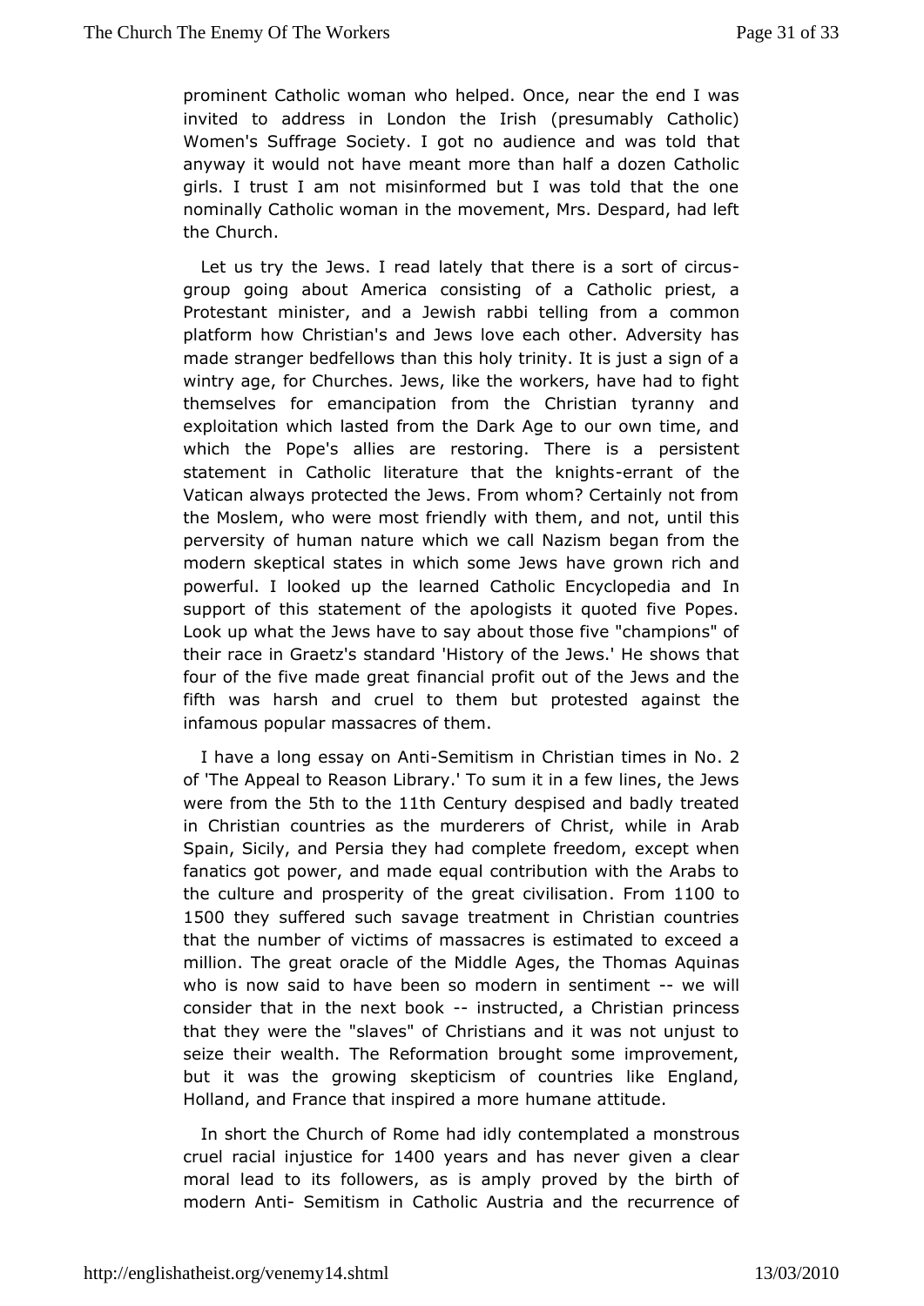prominent Catholic woman who helped. Once, near the end I was invited to address in London the Irish (presumably Catholic) Women's Suffrage Society. I got no audience and was told that anyway it would not have meant more than half a dozen Catholic girls. I trust I am not misinformed but I was told that the one nominally Catholic woman in the movement, Mrs. Despard, had left the Church.

Let us try the Jews. I read lately that there is a sort of circus-group going about America consisting of a Catholic priest, a Protestant minister, and a Jewish rabbi telling from a common platform how Christian's and Jews love each other. Adversity has made stranger bedfellows than this holy trinity. It is just a sign of a wintry age, for Churches. Jews, like the workers, have had to fight themselves for emancipation from the Christian tyranny and exploitation which lasted from the Dark Age to our own time, and which the Pope's allies are restoring. There is a persistent statement in Catholic literature that the knights-errant of the Vatican always protected the Jews. From whom? Certainly not from the Moslem, who were most friendly with them, and not, until this perversity of human nature which we call Nazism began from the modern skeptical states in which some Jews have grown rich and powerful. I looked up the learned Catholic Encyclopedia and In support of this statement of the apologists it quoted five Popes. Look up what the Jews have to say about those five "champions" of their race in Graetz's standard 'History of the Jews.' He shows that four of the five made great financial profit out of the Jews and the fifth was harsh and cruel to them but protested against the infamous popular massacres of them.

I have a long essay on Anti-Semitism in Christian times in No. 2 of 'The Appeal to Reason Library.' To sum it in a few lines, the Jews were from the 5th to the 11th Century despised and badly treated in Christian countries as the murderers of Christ, while in Arab Spain, Sicily, and Persia they had complete freedom, except when fanatics got power, and made equal contribution with the Arabs to the culture and prosperity of the great civilisation. From 1100 to 1500 they suffered such savage treatment in Christian countries that the number of victims of massacres is estimated to exceed a million. The great oracle of the Middle Ages, the Thomas Aquinas who is now said to have been so modern in sentiment -- we will consider that in the next book -- instructed, a Christian princess that they were the "slaves" of Christians and it was not unjust to seize their wealth. The Reformation brought some improvement, but it was the growing skepticism of countries like England, Holland, and France that inspired a more humane attitude.

In short the Church of Rome had idly contemplated a monstrous cruel racial injustice for 1400 years and has never given a clear moral lead to its followers, as is amply proved by the birth of modern Anti- Semitism in Catholic Austria and the recurrence of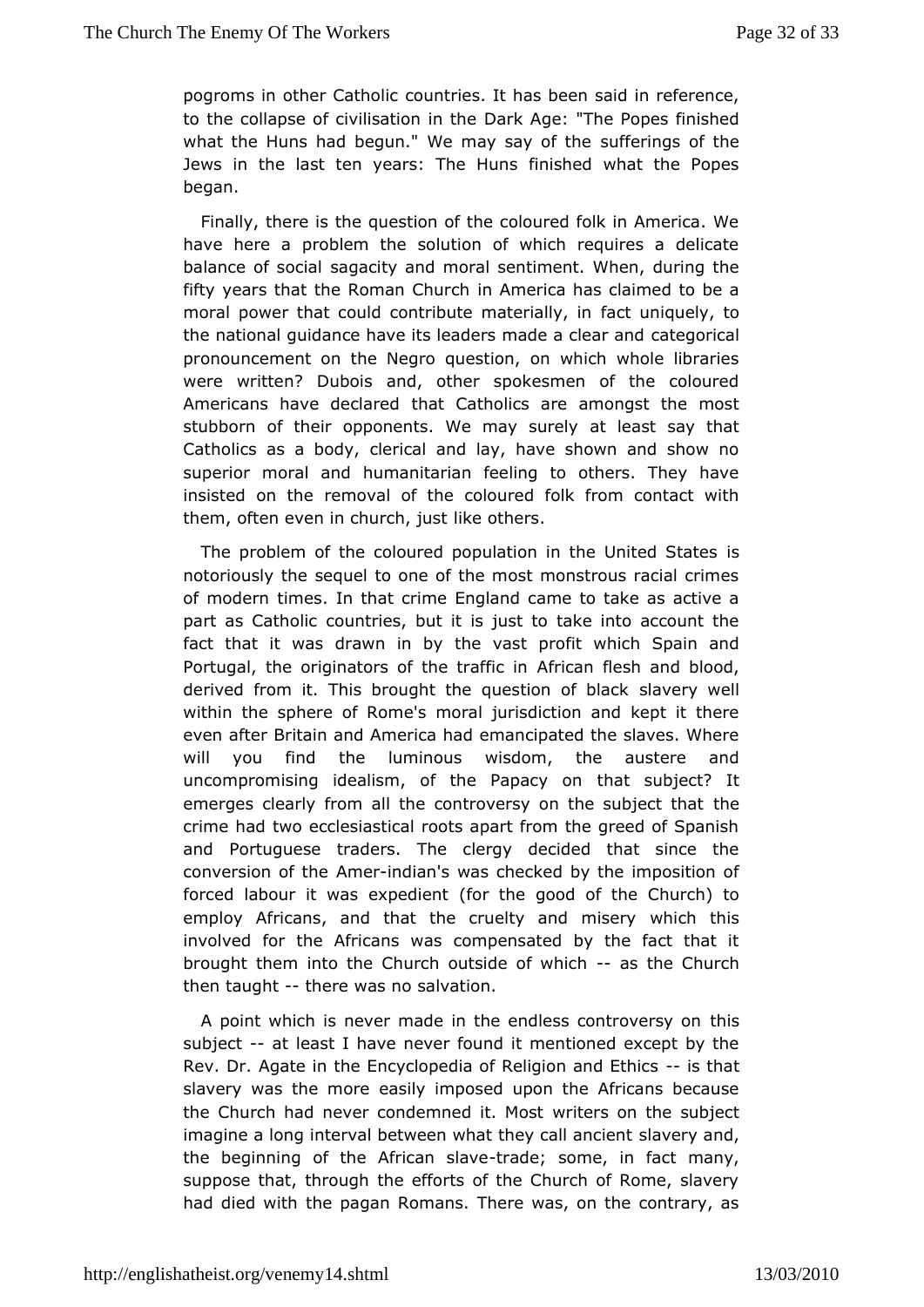pogroms in other Catholic countries. It has been said in reference, to the collapse of civilisation in the Dark Age: "The Popes finished what the Huns had begun." We may say of the sufferings of the Jews in the last ten years: The Huns finished what the Popes began.

Finally, there is the question of the coloured folk in America. We have here a problem the solution of which requires a delicate balance of social sagacity and moral sentiment. When, during the fifty years that the Roman Church in America has claimed to be a moral power that could contribute materially, in fact uniquely, to the national guidance have its leaders made a clear and categorical pronouncement on the Negro question, on which whole libraries were written? Dubois and, other spokesmen of the coloured Americans have declared that Catholics are amongst the most stubborn of their opponents. We may surely at least say that Catholics as a body, clerical and lay, have shown and show no superior moral and humanitarian feeling to others. They have insisted on the removal of the coloured folk from contact with them, often even in church, just like others.

The problem of the coloured population in the United States is notoriously the sequel to one of the most monstrous racial crimes of modern times. In that crime England came to take as active a part as Catholic countries, but it is just to take into account the fact that it was drawn in by the vast profit which Spain and Portugal, the originators of the traffic in African flesh and blood, derived from it. This brought the question of black slavery well within the sphere of Rome's moral jurisdiction and kept it there even after Britain and America had emancipated the slaves. Where will you find the luminous wisdom, the austere and uncompromising idealism, of the Papacy on that subject? It emerges clearly from all the controversy on the subject that the crime had two ecclesiastical roots apart from the greed of Spanish and Portuguese traders. The clergy decided that since the conversion of the Amer-indian's was checked by the imposition of forced labour it was expedient (for the good of the Church) to employ Africans, and that the cruelty and misery which this involved for the Africans was compensated by the fact that it brought them into the Church outside of which -- as the Church then taught -- there was no salvation.

A point which is never made in the endless controversy on this subject -- at least I have never found it mentioned except by the Rev. Dr. Agate in the Encyclopedia of Religion and Ethics -- is that slavery was the more easily imposed upon the Africans because the Church had never condemned it. Most writers on the subject imagine a long interval between what they call ancient slavery and, the beginning of the African slave-trade; some, in fact many, suppose that, through the efforts of the Church of Rome, slavery had died with the pagan Romans. There was, on the contrary, as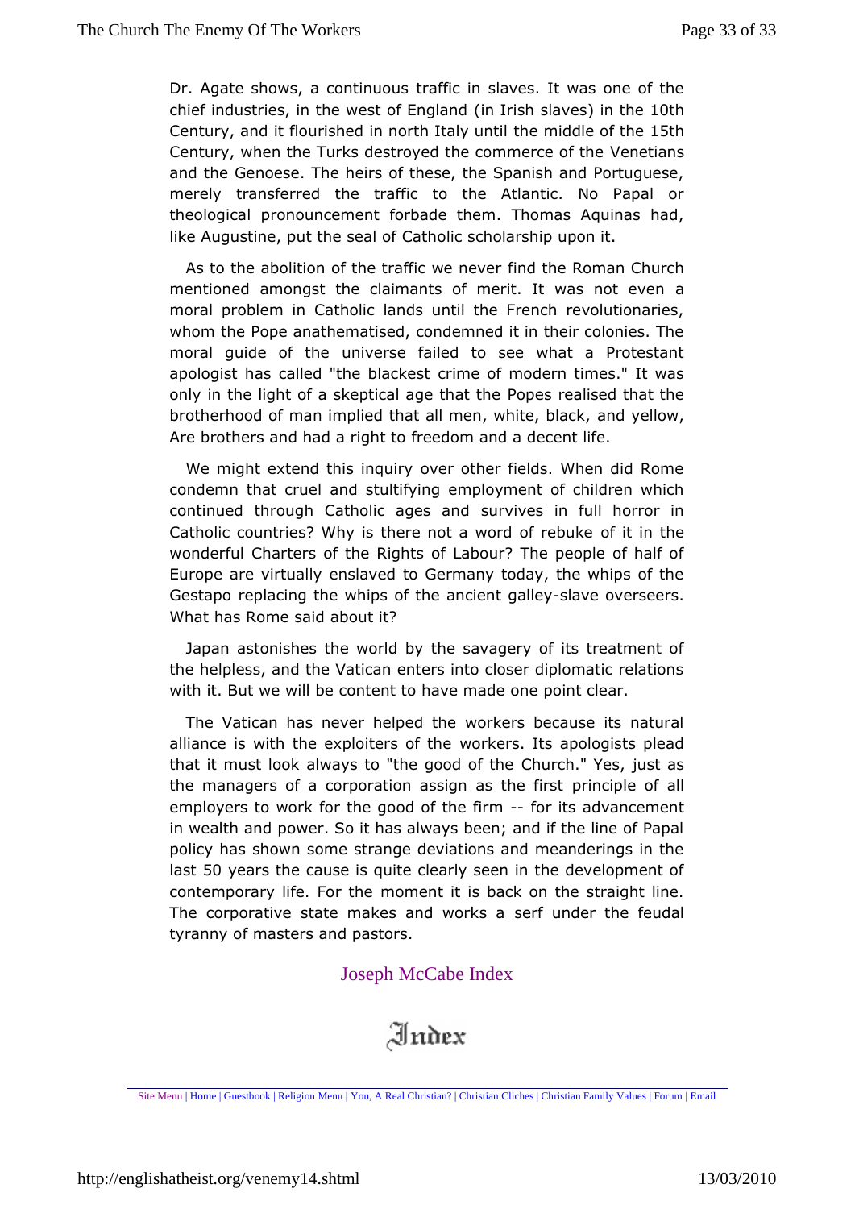Dr. Agate shows, a continuous traffic in slaves. It was one of the chief industries, in the west of England (in Irish slaves) in the 10th Century, and it flourished in north Italy until the middle of the 15th Century, when the Turks destroyed the commerce of the Venetians and the Genoese. The heirs of these, the Spanish and Portuguese, merely transferred the traffic to the Atlantic. No Papal or theological pronouncement forbade them. Thomas Aquinas had, like Augustine, put the seal of Catholic scholarship upon it.

As to the abolition of the traffic we never find the Roman Church mentioned amongst the claimants of merit. It was not even a moral problem in Catholic lands until the French revolutionaries, whom the Pope anathematised, condemned it in their colonies. The moral guide of the universe failed to see what a Protestant apologist has called "the blackest crime of modern times." It was only in the light of a skeptical age that the Popes realised that the brotherhood of man implied that all men, white, black, and yellow, Are brothers and had a right to freedom and a decent life.

We might extend this inquiry over other fields. When did Rome condemn that cruel and stultifying employment of children which continued through Catholic ages and survives in full horror in Catholic countries? Why is there not a word of rebuke of it in the wonderful Charters of the Rights of Labour? The people of half of Europe are virtually enslaved to Germany today, the whips of the Gestapo replacing the whips of the ancient galley-slave overseers. What has Rome said about it?

Japan astonishes the world by the savagery of its treatment of the helpless, and the Vatican enters into closer diplomatic relations with it. But we will be content to have made one point clear.

The Vatican has never helped the workers because its natural alliance is with the exploiters of the workers. Its apologists plead that it must look always to "the good of the Church." Yes, just as the managers of a corporation assign as the first principle of all employers to work for the good of the firm -- for its advancement in wealth and power. So it has always been; and if the line of Papal policy has shown some strange deviations and meanderings in the last 50 years the cause is quite clearly seen in the development of contemporary life. For the moment it is back on the straight line. The corporative state makes and works a serf under the feudal tyranny of masters and pastors.

Joseph McCabe Index

Index

Site Menu | Home | Guestbook | Religion Menu | You, A Real Christian? | Christian Cliches | Christian Family Values | Forum | Email